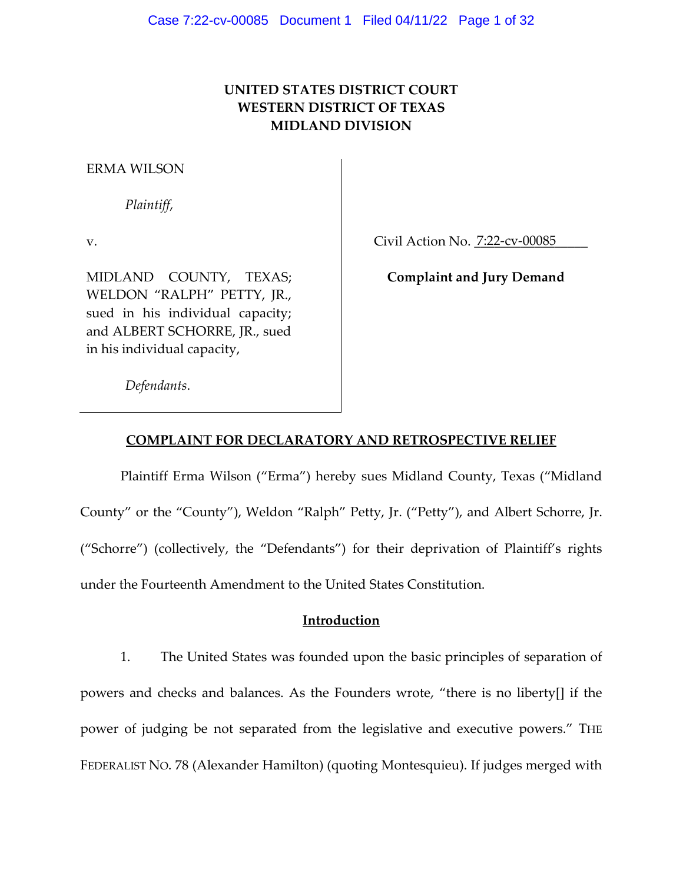**UNITED STATES DISTRICT COURT**
**WESTERN DISTRICT OF TEXAS**
**MIDLAND DIVISION**

| | |
|---|---|
| ERMA WILSON<br><br>*Plaintiff*,<br><br>v.<br><br>MIDLAND COUNTY, TEXAS; WELDON "RALPH" PETTY, JR., sued in his individual capacity; and ALBERT SCHORRE, JR., sued in his individual capacity,<br><br>*Defendants*. | Civil Action No. 7:22-cv-00085<br><br>**Complaint and Jury Demand** |

**COMPLAINT FOR DECLARATORY AND RETROSPECTIVE RELIEF**

Plaintiff Erma Wilson ("Erma") hereby sues Midland County, Texas ("Midland County" or the "County"), Weldon "Ralph" Petty, Jr. ("Petty"), and Albert Schorre, Jr. ("Schorre") (collectively, the "Defendants") for their deprivation of Plaintiff's rights under the Fourteenth Amendment to the United States Constitution.

**Introduction**

1. The United States was founded upon the basic principles of separation of powers and checks and balances. As the Founders wrote, "there is no liberty[] if the power of judging be not separated from the legislative and executive powers." THE FEDERALIST NO. 78 (Alexander Hamilton) (quoting Montesquieu). If judges merged with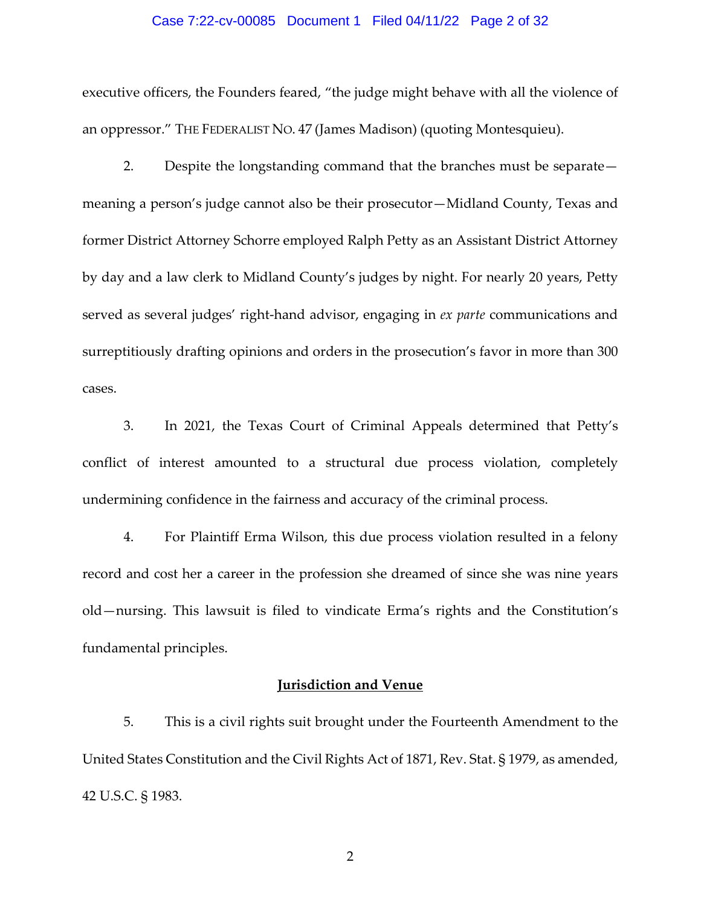executive officers, the Founders feared, "the judge might behave with all the violence of an oppressor." THE FEDERALIST NO. 47 (James Madison) (quoting Montesquieu).

2. Despite the longstanding command that the branches must be separate—meaning a person's judge cannot also be their prosecutor—Midland County, Texas and former District Attorney Schorre employed Ralph Petty as an Assistant District Attorney by day and a law clerk to Midland County's judges by night. For nearly 20 years, Petty served as several judges' right-hand advisor, engaging in *ex parte* communications and surreptitiously drafting opinions and orders in the prosecution's favor in more than 300 cases.

3. In 2021, the Texas Court of Criminal Appeals determined that Petty's conflict of interest amounted to a structural due process violation, completely undermining confidence in the fairness and accuracy of the criminal process.

4. For Plaintiff Erma Wilson, this due process violation resulted in a felony record and cost her a career in the profession she dreamed of since she was nine years old—nursing. This lawsuit is filed to vindicate Erma's rights and the Constitution's fundamental principles.

## Jurisdiction and Venue

5. This is a civil rights suit brought under the Fourteenth Amendment to the United States Constitution and the Civil Rights Act of 1871, Rev. Stat. § 1979, as amended, 42 U.S.C. § 1983.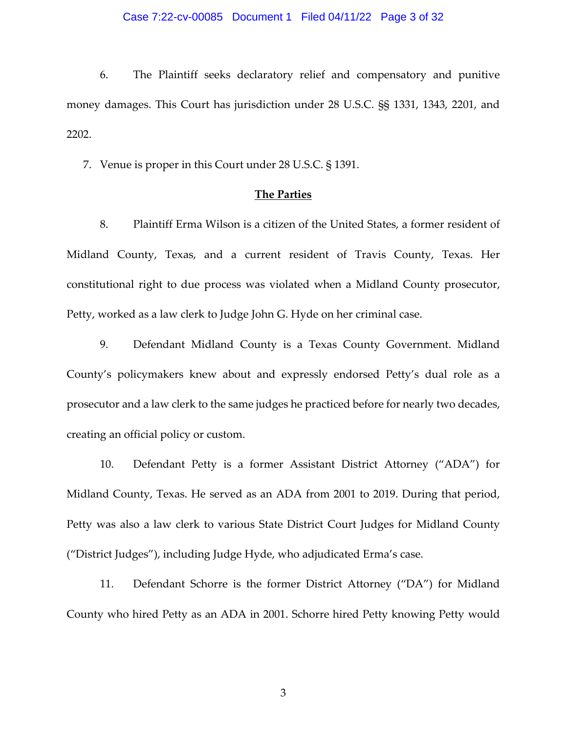6. The Plaintiff seeks declaratory relief and compensatory and punitive money damages. This Court has jurisdiction under 28 U.S.C. §§ 1331, 1343, 2201, and 2202.

7. Venue is proper in this Court under 28 U.S.C. § 1391.

## The Parties

8. Plaintiff Erma Wilson is a citizen of the United States, a former resident of Midland County, Texas, and a current resident of Travis County, Texas. Her constitutional right to due process was violated when a Midland County prosecutor, Petty, worked as a law clerk to Judge John G. Hyde on her criminal case.

9. Defendant Midland County is a Texas County Government. Midland County's policymakers knew about and expressly endorsed Petty's dual role as a prosecutor and a law clerk to the same judges he practiced before for nearly two decades, creating an official policy or custom.

10. Defendant Petty is a former Assistant District Attorney ("ADA") for Midland County, Texas. He served as an ADA from 2001 to 2019. During that period, Petty was also a law clerk to various State District Court Judges for Midland County ("District Judges"), including Judge Hyde, who adjudicated Erma's case.

11. Defendant Schorre is the former District Attorney ("DA") for Midland County who hired Petty as an ADA in 2001. Schorre hired Petty knowing Petty would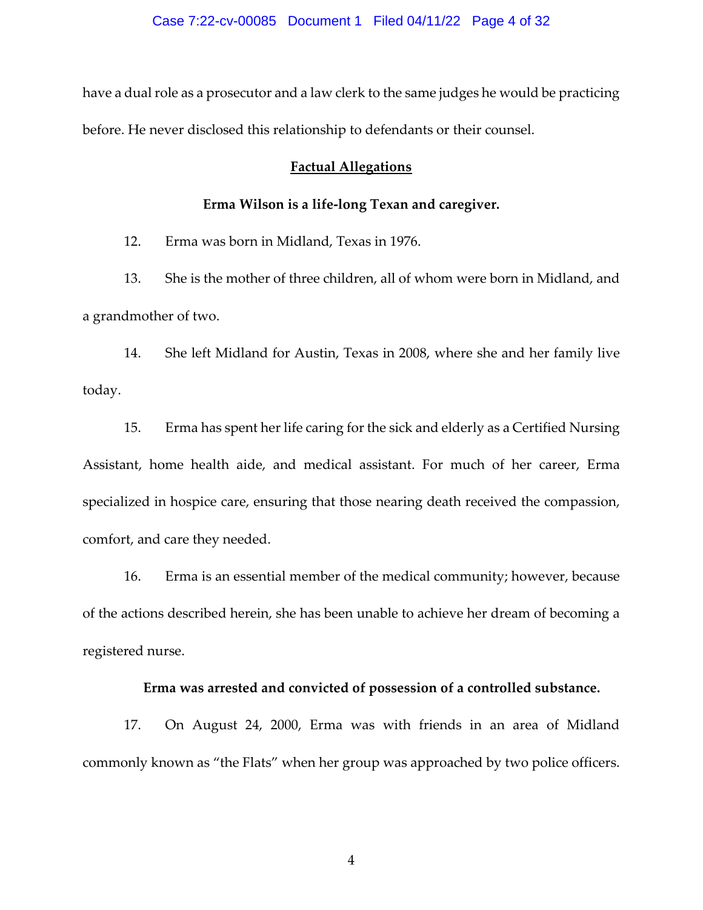have a dual role as a prosecutor and a law clerk to the same judges he would be practicing before. He never disclosed this relationship to defendants or their counsel.

## Factual Allegations

### Erma Wilson is a life-long Texan and caregiver.

12. Erma was born in Midland, Texas in 1976.

13. She is the mother of three children, all of whom were born in Midland, and a grandmother of two.

14. She left Midland for Austin, Texas in 2008, where she and her family live today.

15. Erma has spent her life caring for the sick and elderly as a Certified Nursing Assistant, home health aide, and medical assistant. For much of her career, Erma specialized in hospice care, ensuring that those nearing death received the compassion, comfort, and care they needed.

16. Erma is an essential member of the medical community; however, because of the actions described herein, she has been unable to achieve her dream of becoming a registered nurse.

### Erma was arrested and convicted of possession of a controlled substance.

17. On August 24, 2000, Erma was with friends in an area of Midland commonly known as "the Flats" when her group was approached by two police officers.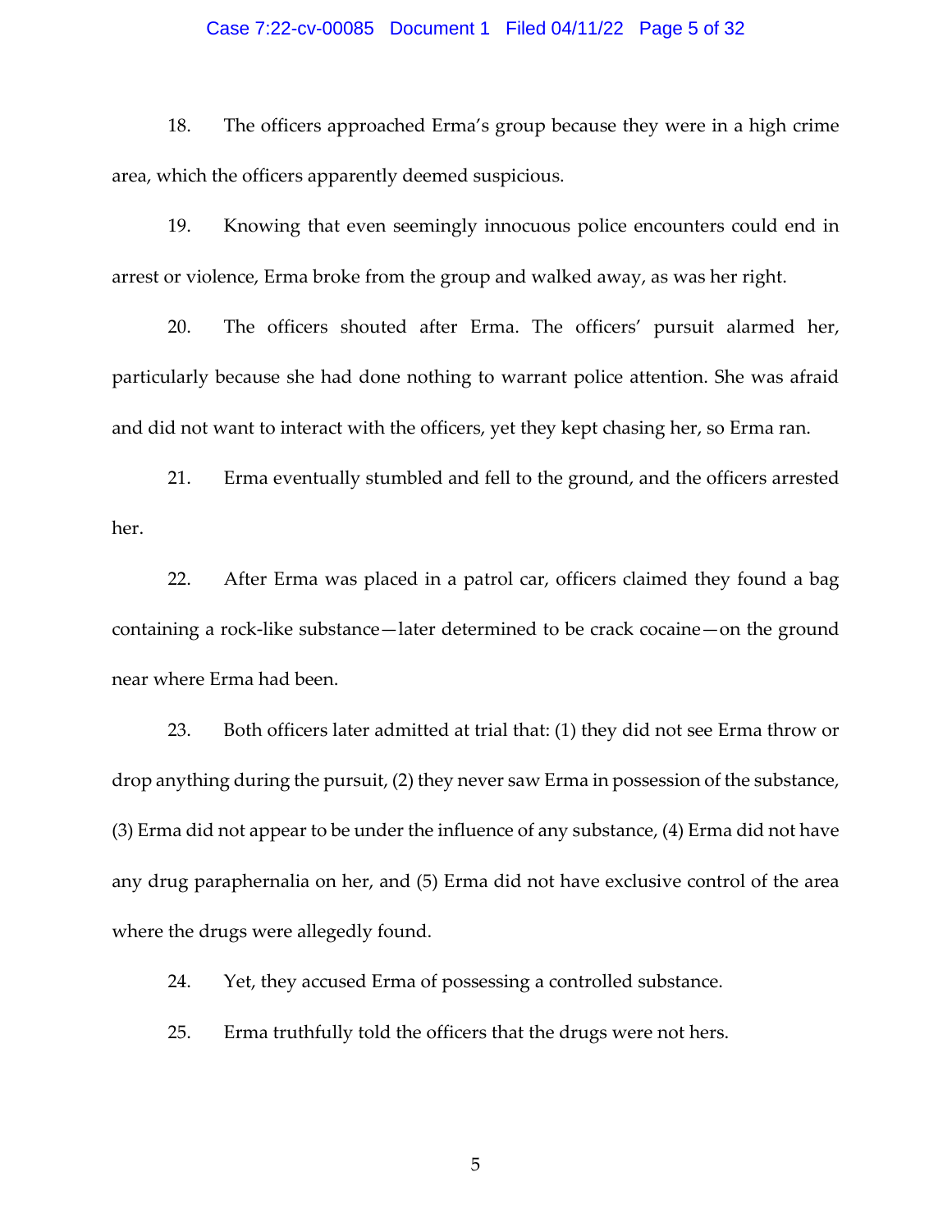18. The officers approached Erma's group because they were in a high crime area, which the officers apparently deemed suspicious.

19. Knowing that even seemingly innocuous police encounters could end in arrest or violence, Erma broke from the group and walked away, as was her right.

20. The officers shouted after Erma. The officers' pursuit alarmed her, particularly because she had done nothing to warrant police attention. She was afraid and did not want to interact with the officers, yet they kept chasing her, so Erma ran.

21. Erma eventually stumbled and fell to the ground, and the officers arrested her.

22. After Erma was placed in a patrol car, officers claimed they found a bag containing a rock-like substance—later determined to be crack cocaine—on the ground near where Erma had been.

23. Both officers later admitted at trial that: (1) they did not see Erma throw or drop anything during the pursuit, (2) they never saw Erma in possession of the substance, (3) Erma did not appear to be under the influence of any substance, (4) Erma did not have any drug paraphernalia on her, and (5) Erma did not have exclusive control of the area where the drugs were allegedly found.

24. Yet, they accused Erma of possessing a controlled substance.

25. Erma truthfully told the officers that the drugs were not hers.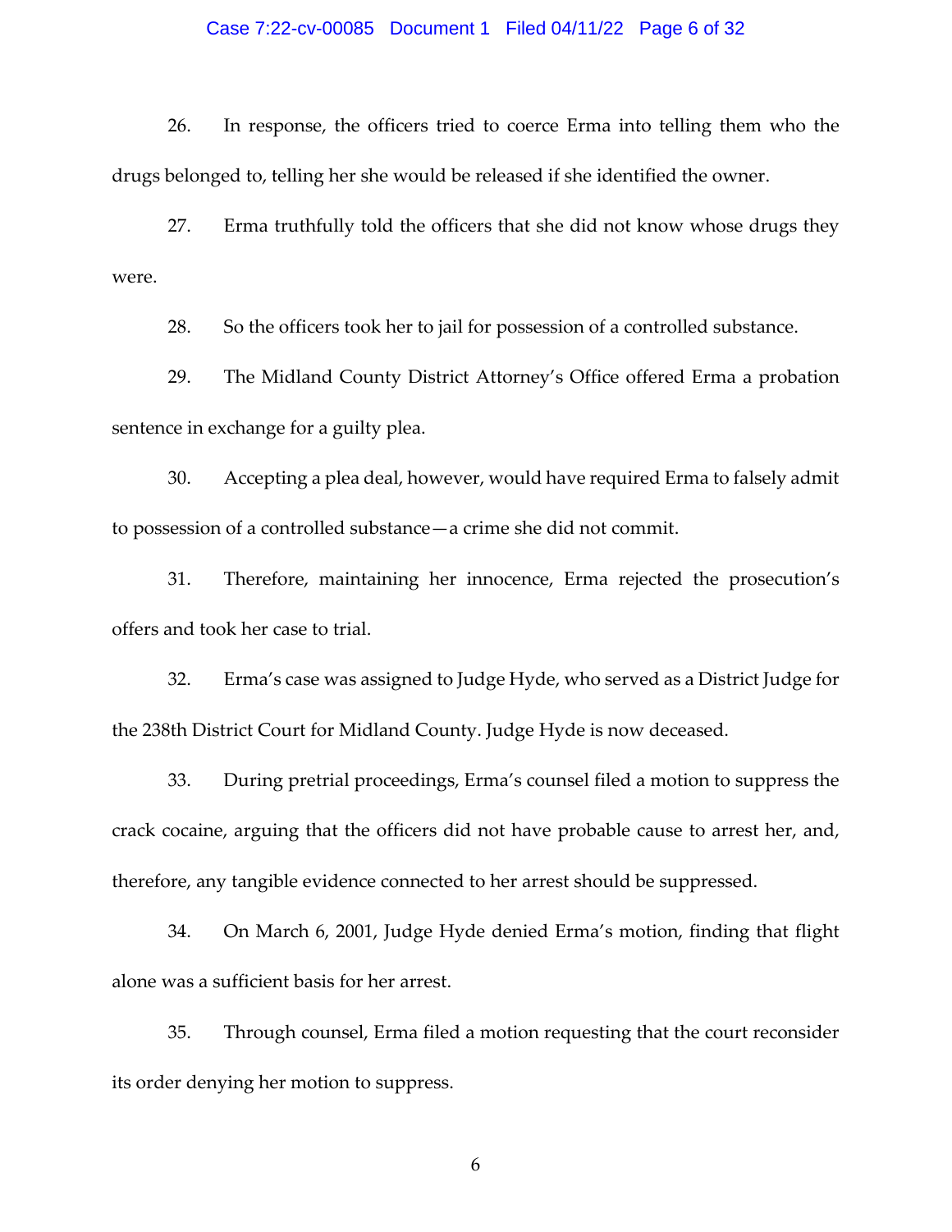26. In response, the officers tried to coerce Erma into telling them who the drugs belonged to, telling her she would be released if she identified the owner.

27. Erma truthfully told the officers that she did not know whose drugs they were.

28. So the officers took her to jail for possession of a controlled substance.

29. The Midland County District Attorney's Office offered Erma a probation sentence in exchange for a guilty plea.

30. Accepting a plea deal, however, would have required Erma to falsely admit to possession of a controlled substance—a crime she did not commit.

31. Therefore, maintaining her innocence, Erma rejected the prosecution's offers and took her case to trial.

32. Erma's case was assigned to Judge Hyde, who served as a District Judge for the 238th District Court for Midland County. Judge Hyde is now deceased.

33. During pretrial proceedings, Erma's counsel filed a motion to suppress the crack cocaine, arguing that the officers did not have probable cause to arrest her, and, therefore, any tangible evidence connected to her arrest should be suppressed.

34. On March 6, 2001, Judge Hyde denied Erma's motion, finding that flight alone was a sufficient basis for her arrest.

35. Through counsel, Erma filed a motion requesting that the court reconsider its order denying her motion to suppress.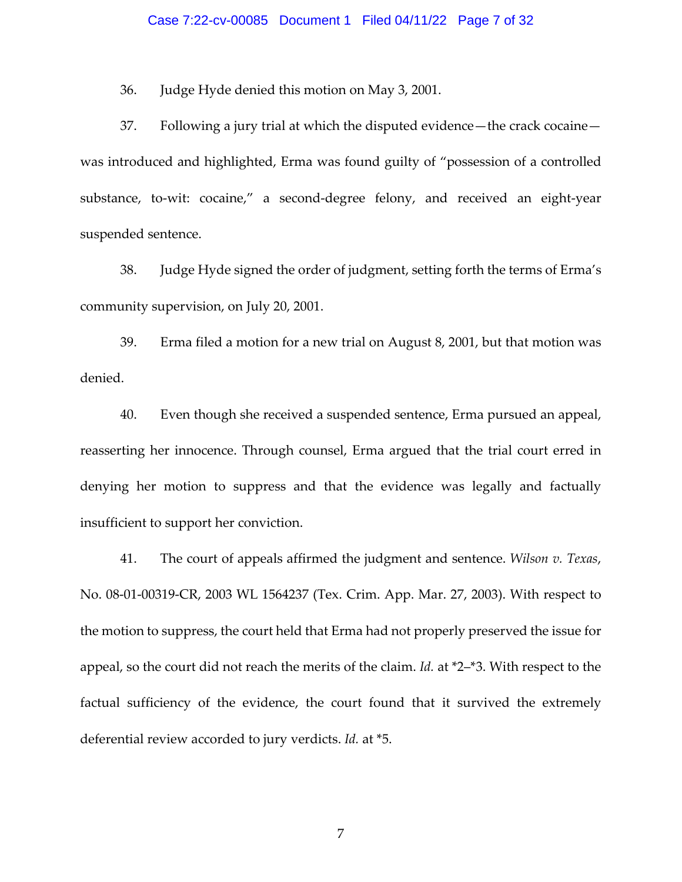36. Judge Hyde denied this motion on May 3, 2001.

37. Following a jury trial at which the disputed evidence—the crack cocaine—was introduced and highlighted, Erma was found guilty of "possession of a controlled substance, to-wit: cocaine," a second-degree felony, and received an eight-year suspended sentence.

38. Judge Hyde signed the order of judgment, setting forth the terms of Erma's community supervision, on July 20, 2001.

39. Erma filed a motion for a new trial on August 8, 2001, but that motion was denied.

40. Even though she received a suspended sentence, Erma pursued an appeal, reasserting her innocence. Through counsel, Erma argued that the trial court erred in denying her motion to suppress and that the evidence was legally and factually insufficient to support her conviction.

41. The court of appeals affirmed the judgment and sentence. *Wilson v. Texas*, No. 08-01-00319-CR, 2003 WL 1564237 (Tex. Crim. App. Mar. 27, 2003). With respect to the motion to suppress, the court held that Erma had not properly preserved the issue for appeal, so the court did not reach the merits of the claim. *Id.* at *2–*3. With respect to the factual sufficiency of the evidence, the court found that it survived the extremely deferential review accorded to jury verdicts. *Id.* at *5.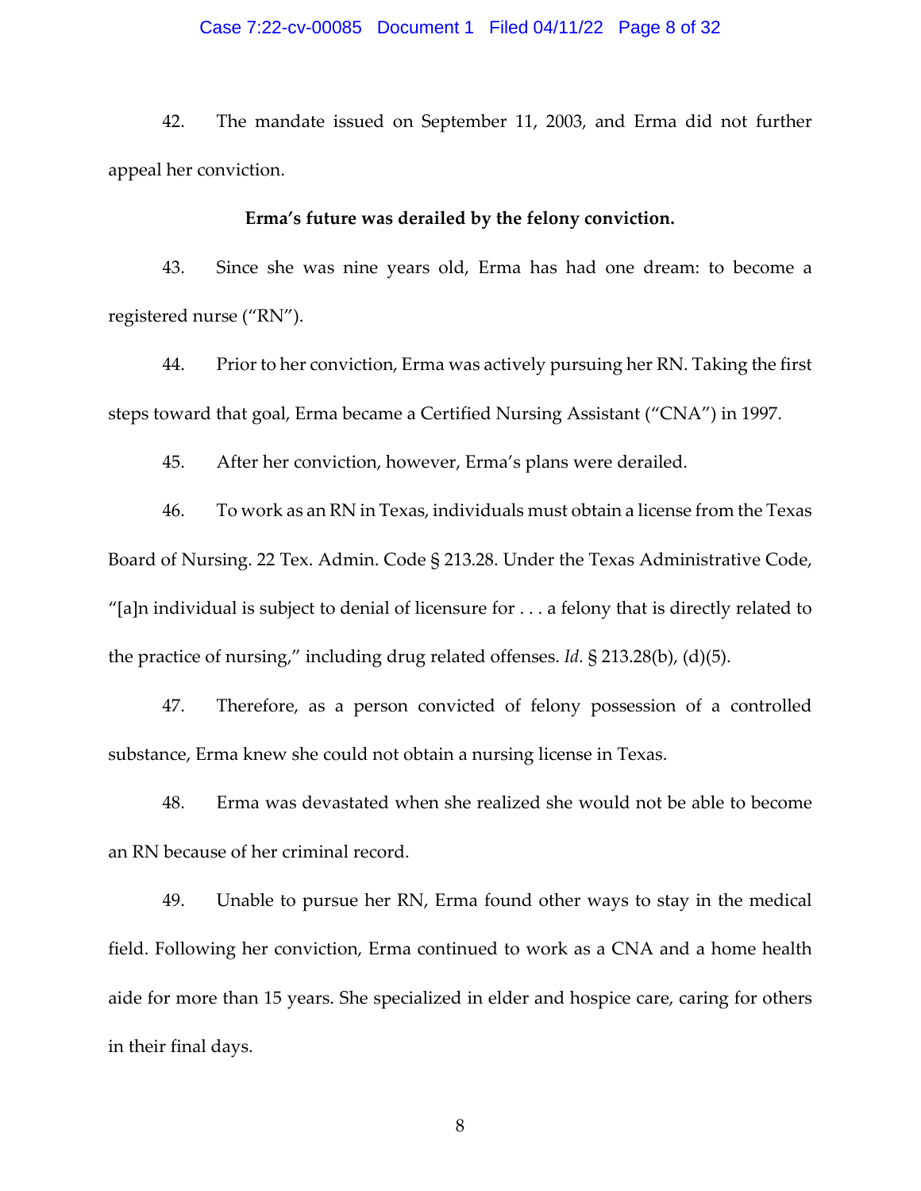42. The mandate issued on September 11, 2003, and Erma did not further appeal her conviction.

**Erma's future was derailed by the felony conviction.**

43. Since she was nine years old, Erma has had one dream: to become a registered nurse ("RN").

44. Prior to her conviction, Erma was actively pursuing her RN. Taking the first steps toward that goal, Erma became a Certified Nursing Assistant ("CNA") in 1997.

45. After her conviction, however, Erma's plans were derailed.

46. To work as an RN in Texas, individuals must obtain a license from the Texas Board of Nursing. 22 Tex. Admin. Code § 213.28. Under the Texas Administrative Code, "[a]n individual is subject to denial of licensure for . . . a felony that is directly related to the practice of nursing," including drug related offenses. *Id.* § 213.28(b), (d)(5).

47. Therefore, as a person convicted of felony possession of a controlled substance, Erma knew she could not obtain a nursing license in Texas.

48. Erma was devastated when she realized she would not be able to become an RN because of her criminal record.

49. Unable to pursue her RN, Erma found other ways to stay in the medical field. Following her conviction, Erma continued to work as a CNA and a home health aide for more than 15 years. She specialized in elder and hospice care, caring for others in their final days.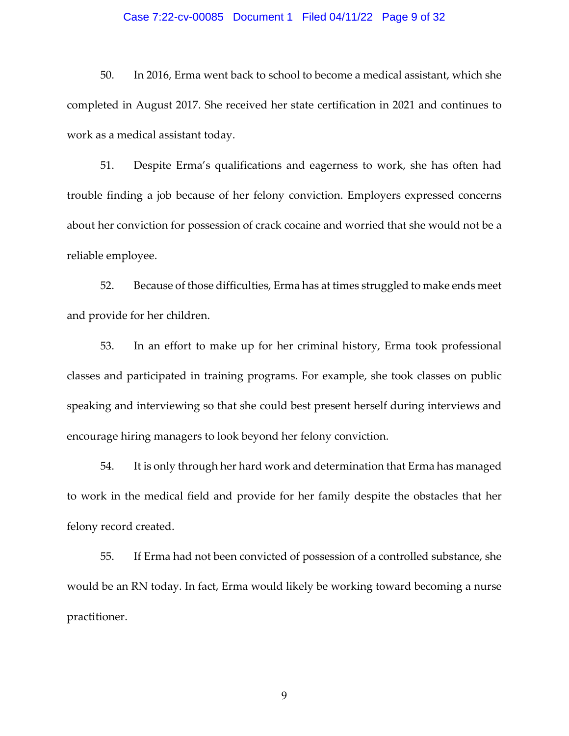50. In 2016, Erma went back to school to become a medical assistant, which she completed in August 2017. She received her state certification in 2021 and continues to work as a medical assistant today.

51. Despite Erma's qualifications and eagerness to work, she has often had trouble finding a job because of her felony conviction. Employers expressed concerns about her conviction for possession of crack cocaine and worried that she would not be a reliable employee.

52. Because of those difficulties, Erma has at times struggled to make ends meet and provide for her children.

53. In an effort to make up for her criminal history, Erma took professional classes and participated in training programs. For example, she took classes on public speaking and interviewing so that she could best present herself during interviews and encourage hiring managers to look beyond her felony conviction.

54. It is only through her hard work and determination that Erma has managed to work in the medical field and provide for her family despite the obstacles that her felony record created.

55. If Erma had not been convicted of possession of a controlled substance, she would be an RN today. In fact, Erma would likely be working toward becoming a nurse practitioner.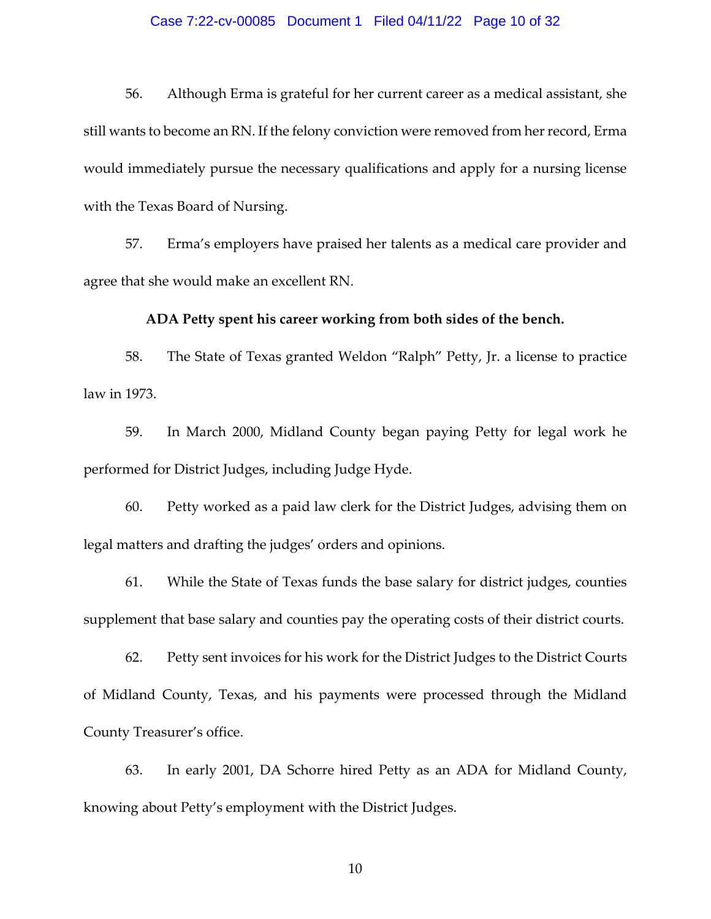56. Although Erma is grateful for her current career as a medical assistant, she still wants to become an RN. If the felony conviction were removed from her record, Erma would immediately pursue the necessary qualifications and apply for a nursing license with the Texas Board of Nursing.

57. Erma's employers have praised her talents as a medical care provider and agree that she would make an excellent RN.

**ADA Petty spent his career working from both sides of the bench.**

58. The State of Texas granted Weldon "Ralph" Petty, Jr. a license to practice law in 1973.

59. In March 2000, Midland County began paying Petty for legal work he performed for District Judges, including Judge Hyde.

60. Petty worked as a paid law clerk for the District Judges, advising them on legal matters and drafting the judges' orders and opinions.

61. While the State of Texas funds the base salary for district judges, counties supplement that base salary and counties pay the operating costs of their district courts.

62. Petty sent invoices for his work for the District Judges to the District Courts of Midland County, Texas, and his payments were processed through the Midland County Treasurer's office.

63. In early 2001, DA Schorre hired Petty as an ADA for Midland County, knowing about Petty's employment with the District Judges.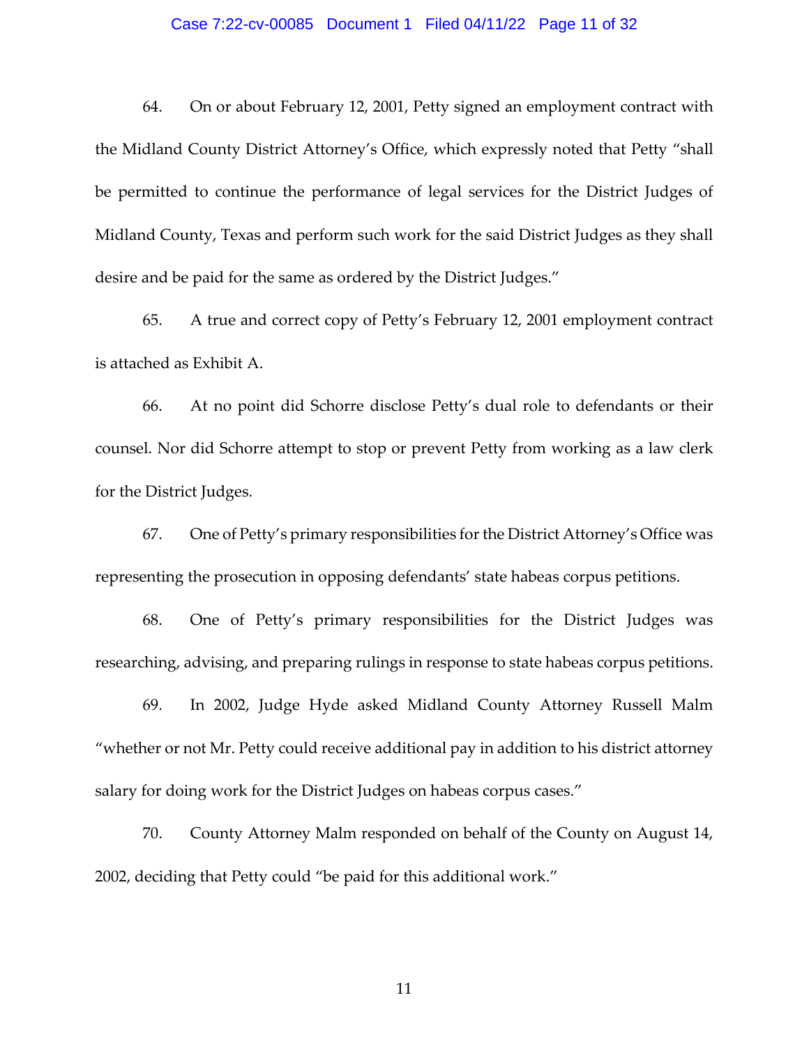64. On or about February 12, 2001, Petty signed an employment contract with the Midland County District Attorney's Office, which expressly noted that Petty "shall be permitted to continue the performance of legal services for the District Judges of Midland County, Texas and perform such work for the said District Judges as they shall desire and be paid for the same as ordered by the District Judges."

65. A true and correct copy of Petty's February 12, 2001 employment contract is attached as Exhibit A.

66. At no point did Schorre disclose Petty's dual role to defendants or their counsel. Nor did Schorre attempt to stop or prevent Petty from working as a law clerk for the District Judges.

67. One of Petty's primary responsibilities for the District Attorney's Office was representing the prosecution in opposing defendants' state habeas corpus petitions.

68. One of Petty's primary responsibilities for the District Judges was researching, advising, and preparing rulings in response to state habeas corpus petitions.

69. In 2002, Judge Hyde asked Midland County Attorney Russell Malm "whether or not Mr. Petty could receive additional pay in addition to his district attorney salary for doing work for the District Judges on habeas corpus cases."

70. County Attorney Malm responded on behalf of the County on August 14, 2002, deciding that Petty could "be paid for this additional work."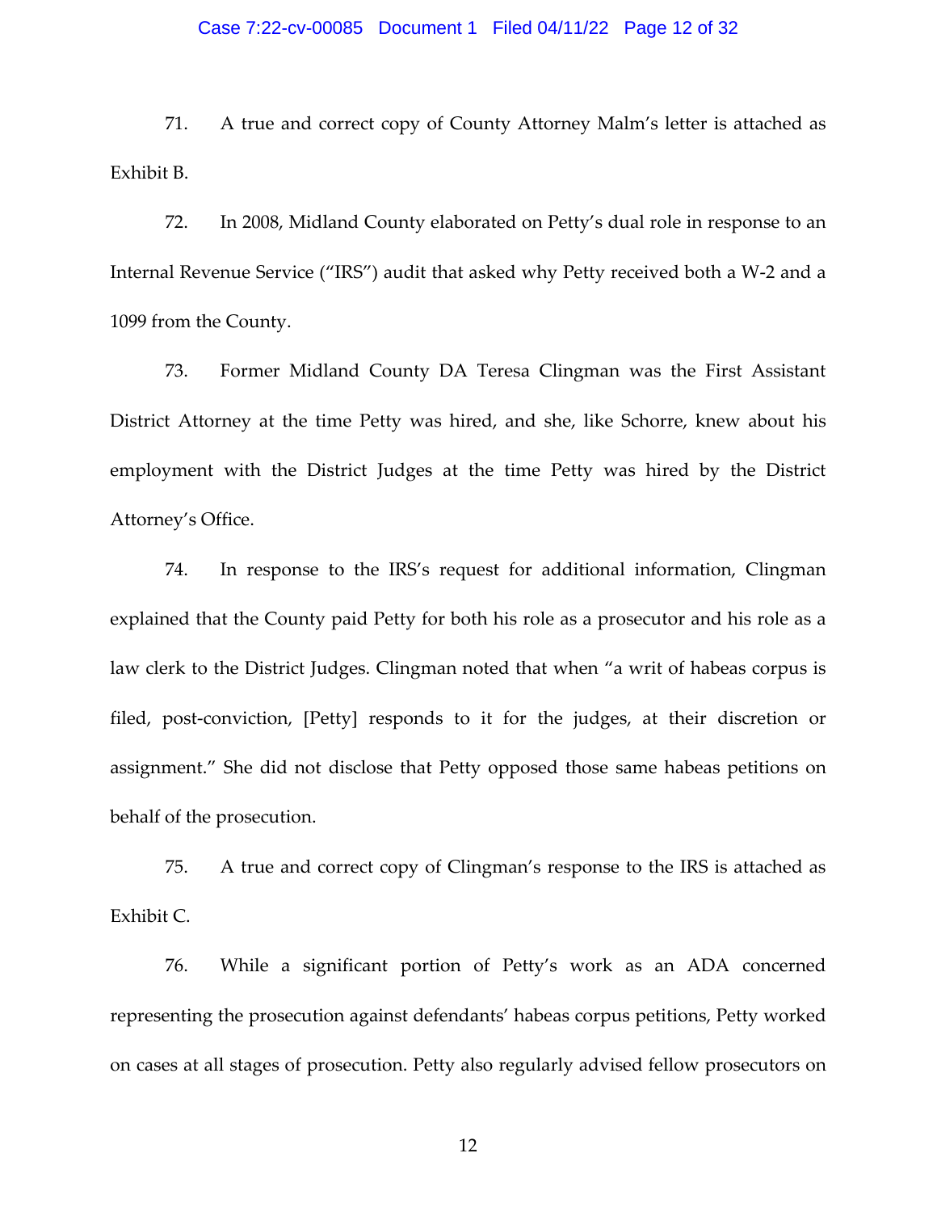71. A true and correct copy of County Attorney Malm's letter is attached as Exhibit B.

72. In 2008, Midland County elaborated on Petty's dual role in response to an Internal Revenue Service ("IRS") audit that asked why Petty received both a W-2 and a 1099 from the County.

73. Former Midland County DA Teresa Clingman was the First Assistant District Attorney at the time Petty was hired, and she, like Schorre, knew about his employment with the District Judges at the time Petty was hired by the District Attorney's Office.

74. In response to the IRS's request for additional information, Clingman explained that the County paid Petty for both his role as a prosecutor and his role as a law clerk to the District Judges. Clingman noted that when "a writ of habeas corpus is filed, post-conviction, [Petty] responds to it for the judges, at their discretion or assignment." She did not disclose that Petty opposed those same habeas petitions on behalf of the prosecution.

75. A true and correct copy of Clingman's response to the IRS is attached as Exhibit C.

76. While a significant portion of Petty's work as an ADA concerned representing the prosecution against defendants' habeas corpus petitions, Petty worked on cases at all stages of prosecution. Petty also regularly advised fellow prosecutors on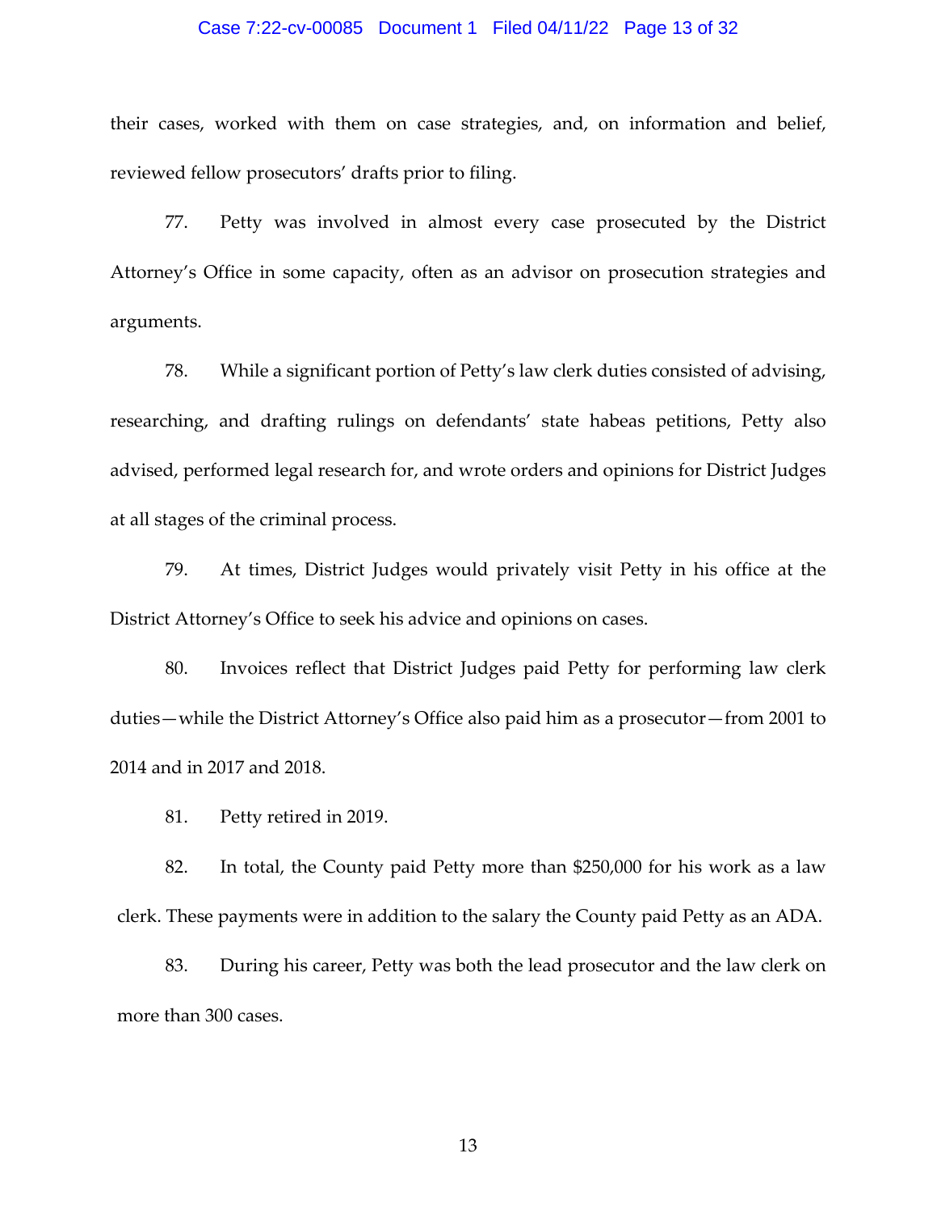their cases, worked with them on case strategies, and, on information and belief, reviewed fellow prosecutors' drafts prior to filing.

77. Petty was involved in almost every case prosecuted by the District Attorney's Office in some capacity, often as an advisor on prosecution strategies and arguments.

78. While a significant portion of Petty's law clerk duties consisted of advising, researching, and drafting rulings on defendants' state habeas petitions, Petty also advised, performed legal research for, and wrote orders and opinions for District Judges at all stages of the criminal process.

79. At times, District Judges would privately visit Petty in his office at the District Attorney's Office to seek his advice and opinions on cases.

80. Invoices reflect that District Judges paid Petty for performing law clerk duties—while the District Attorney's Office also paid him as a prosecutor—from 2001 to 2014 and in 2017 and 2018.

81. Petty retired in 2019.

82. In total, the County paid Petty more than $250,000 for his work as a law clerk. These payments were in addition to the salary the County paid Petty as an ADA.

83. During his career, Petty was both the lead prosecutor and the law clerk on more than 300 cases.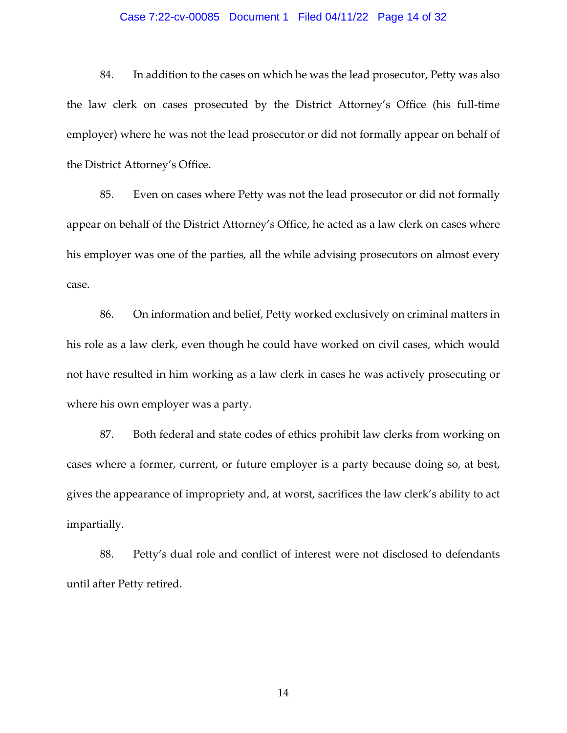84. In addition to the cases on which he was the lead prosecutor, Petty was also the law clerk on cases prosecuted by the District Attorney's Office (his full-time employer) where he was not the lead prosecutor or did not formally appear on behalf of the District Attorney's Office.

85. Even on cases where Petty was not the lead prosecutor or did not formally appear on behalf of the District Attorney's Office, he acted as a law clerk on cases where his employer was one of the parties, all the while advising prosecutors on almost every case.

86. On information and belief, Petty worked exclusively on criminal matters in his role as a law clerk, even though he could have worked on civil cases, which would not have resulted in him working as a law clerk in cases he was actively prosecuting or where his own employer was a party.

87. Both federal and state codes of ethics prohibit law clerks from working on cases where a former, current, or future employer is a party because doing so, at best, gives the appearance of impropriety and, at worst, sacrifices the law clerk's ability to act impartially.

88. Petty's dual role and conflict of interest were not disclosed to defendants until after Petty retired.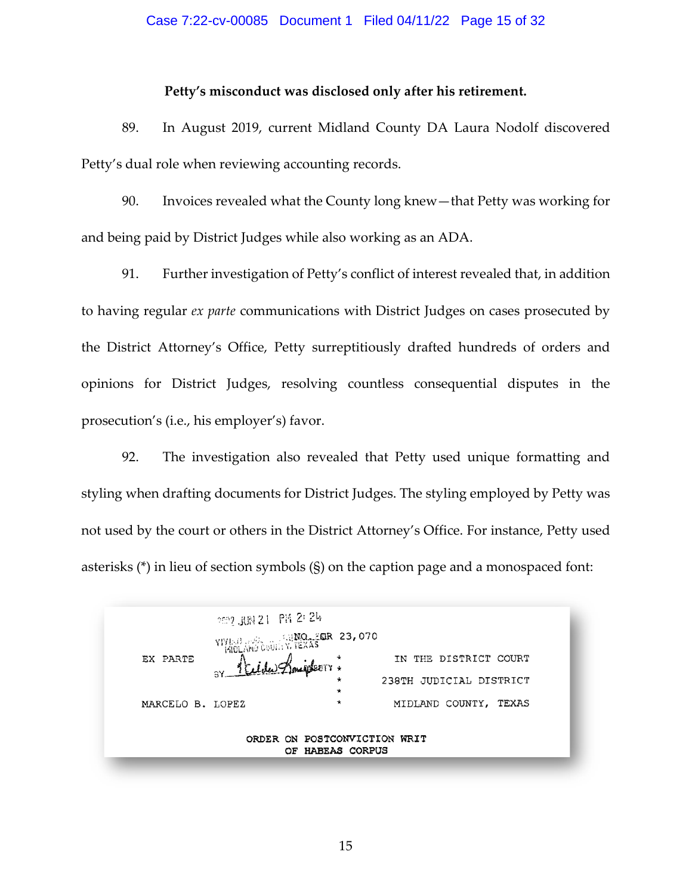**Petty's misconduct was disclosed only after his retirement.**

89. In August 2019, current Midland County DA Laura Nodolf discovered Petty's dual role when reviewing accounting records.

90. Invoices revealed what the County long knew—that Petty was working for and being paid by District Judges while also working as an ADA.

91. Further investigation of Petty's conflict of interest revealed that, in addition to having regular *ex parte* communications with District Judges on cases prosecuted by the District Attorney's Office, Petty surreptitiously drafted hundreds of orders and opinions for District Judges, resolving countless consequential disputes in the prosecution's (i.e., his employer's) favor.

92. The investigation also revealed that Petty used unique formatting and styling when drafting documents for District Judges. The styling employed by Petty was not used by the court or others in the District Attorney's Office. For instance, Petty used asterisks (*) in lieu of section symbols (§) on the caption page and a monospaced font:

```
              2002 JUN 21  PM 2:24
              NO. CR 23,070
              MIDLAND COUNTY, TEXAS
EX PARTE      BY ____________ DEPUTY  *     IN THE DISTRICT COURT
                                      *
                                      *     238TH JUDICIAL DISTRICT
                                      *
MARCELO B. LOPEZ                      *     MIDLAND COUNTY, TEXAS

                 ORDER ON POSTCONVICTION WRIT
                       OF HABEAS CORPUS
```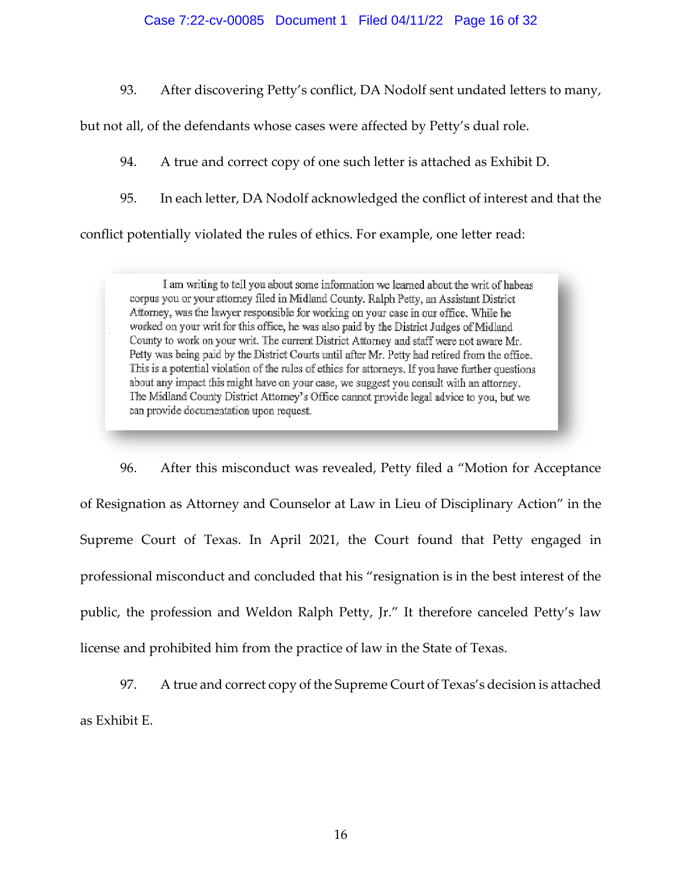93. After discovering Petty's conflict, DA Nodolf sent undated letters to many, but not all, of the defendants whose cases were affected by Petty's dual role.

94. A true and correct copy of one such letter is attached as Exhibit D.

95. In each letter, DA Nodolf acknowledged the conflict of interest and that the conflict potentially violated the rules of ethics. For example, one letter read:

> I am writing to tell you about some information we learned about the writ of habeas corpus you or your attorney filed in Midland County. Ralph Petty, an Assistant District Attorney, was the lawyer responsible for working on your case in our office. While he worked on your writ for this office, he was also paid by the District Judges of Midland County to work on your writ. The current District Attorney and staff were not aware Mr. Petty was being paid by the District Courts until after Mr. Petty had retired from the office. This is a potential violation of the rules of ethics for attorneys. If you have further questions about any impact this might have on your case, we suggest you consult with an attorney. The Midland County District Attorney's Office cannot provide legal advice to you, but we can provide documentation upon request.

96. After this misconduct was revealed, Petty filed a "Motion for Acceptance of Resignation as Attorney and Counselor at Law in Lieu of Disciplinary Action" in the Supreme Court of Texas. In April 2021, the Court found that Petty engaged in professional misconduct and concluded that his "resignation is in the best interest of the public, the profession and Weldon Ralph Petty, Jr." It therefore canceled Petty's law license and prohibited him from the practice of law in the State of Texas.

97. A true and correct copy of the Supreme Court of Texas's decision is attached as Exhibit E.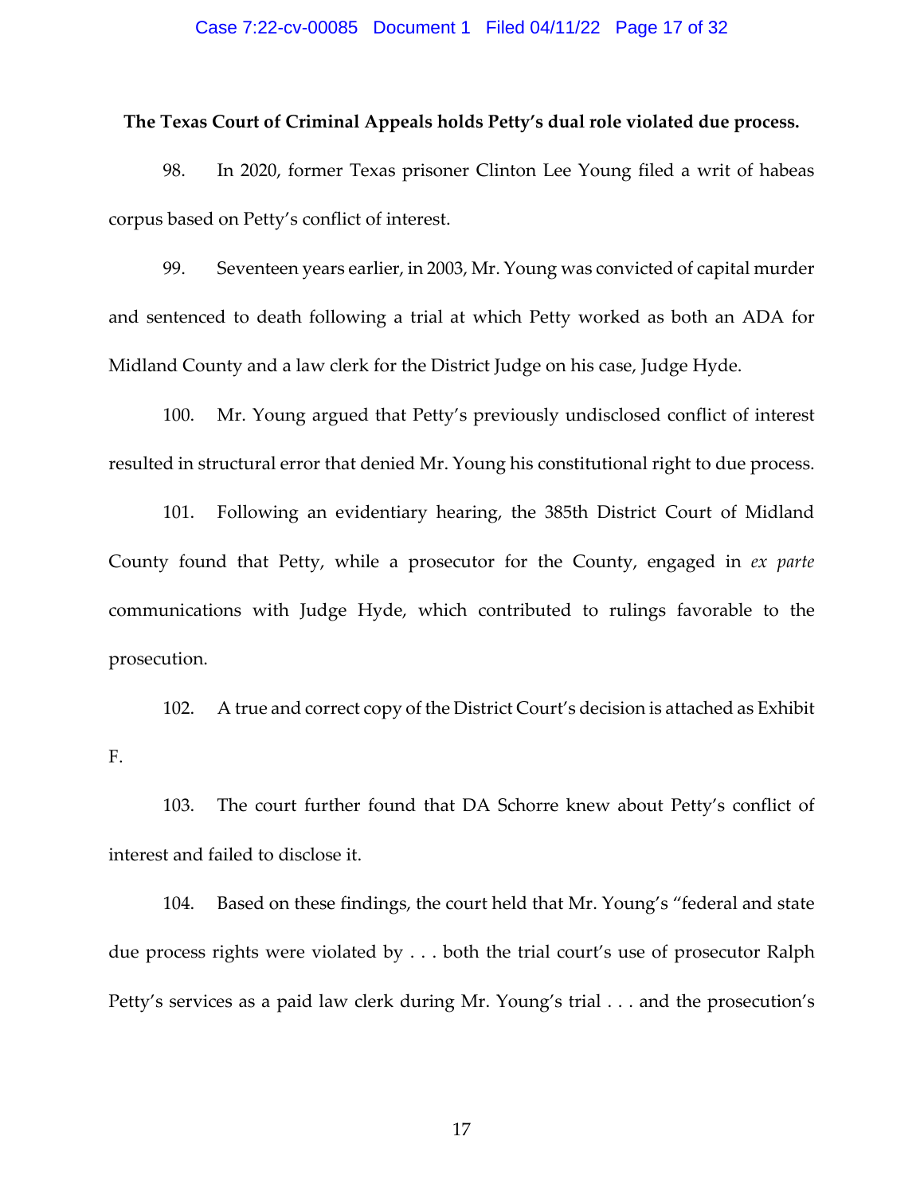**The Texas Court of Criminal Appeals holds Petty's dual role violated due process.**

98. In 2020, former Texas prisoner Clinton Lee Young filed a writ of habeas corpus based on Petty's conflict of interest.

99. Seventeen years earlier, in 2003, Mr. Young was convicted of capital murder and sentenced to death following a trial at which Petty worked as both an ADA for Midland County and a law clerk for the District Judge on his case, Judge Hyde.

100. Mr. Young argued that Petty's previously undisclosed conflict of interest resulted in structural error that denied Mr. Young his constitutional right to due process.

101. Following an evidentiary hearing, the 385th District Court of Midland County found that Petty, while a prosecutor for the County, engaged in *ex parte* communications with Judge Hyde, which contributed to rulings favorable to the prosecution.

102. A true and correct copy of the District Court's decision is attached as Exhibit F.

103. The court further found that DA Schorre knew about Petty's conflict of interest and failed to disclose it.

104. Based on these findings, the court held that Mr. Young's "federal and state due process rights were violated by . . . both the trial court's use of prosecutor Ralph Petty's services as a paid law clerk during Mr. Young's trial . . . and the prosecution's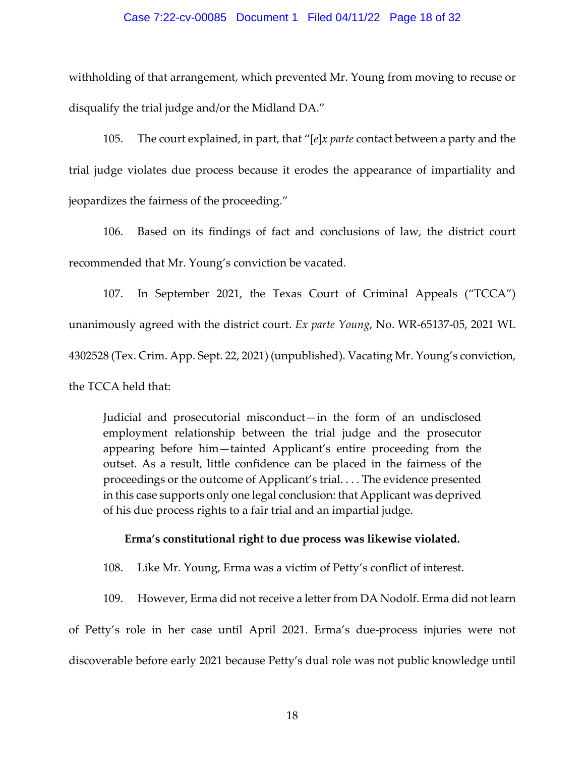withholding of that arrangement, which prevented Mr. Young from moving to recuse or disqualify the trial judge and/or the Midland DA."

105. The court explained, in part, that "[*e*]*x parte* contact between a party and the trial judge violates due process because it erodes the appearance of impartiality and jeopardizes the fairness of the proceeding."

106. Based on its findings of fact and conclusions of law, the district court recommended that Mr. Young's conviction be vacated.

107. In September 2021, the Texas Court of Criminal Appeals ("TCCA") unanimously agreed with the district court. *Ex parte Young*, No. WR-65137-05, 2021 WL 4302528 (Tex. Crim. App. Sept. 22, 2021) (unpublished). Vacating Mr. Young's conviction, the TCCA held that:

> Judicial and prosecutorial misconduct—in the form of an undisclosed employment relationship between the trial judge and the prosecutor appearing before him—tainted Applicant's entire proceeding from the outset. As a result, little confidence can be placed in the fairness of the proceedings or the outcome of Applicant's trial. . . . The evidence presented in this case supports only one legal conclusion: that Applicant was deprived of his due process rights to a fair trial and an impartial judge.

**Erma's constitutional right to due process was likewise violated.**

108. Like Mr. Young, Erma was a victim of Petty's conflict of interest.

109. However, Erma did not receive a letter from DA Nodolf. Erma did not learn of Petty's role in her case until April 2021. Erma's due-process injuries were not discoverable before early 2021 because Petty's dual role was not public knowledge until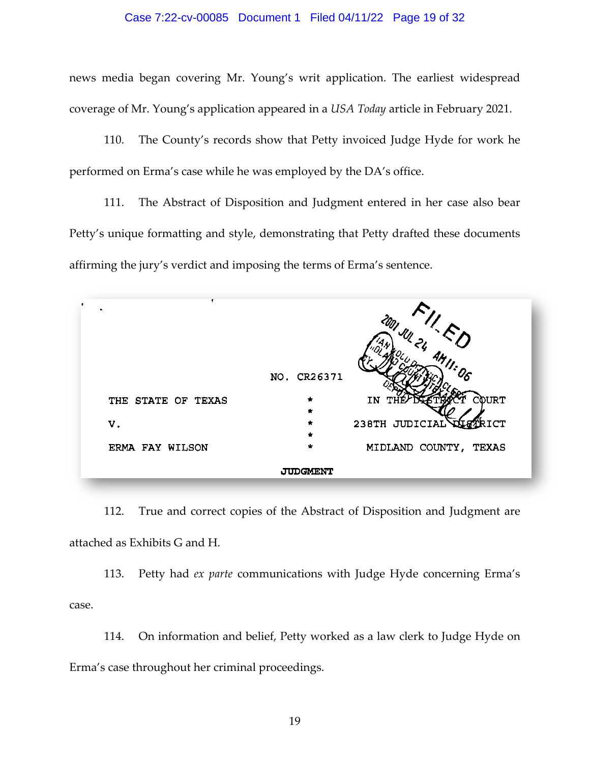news media began covering Mr. Young's writ application. The earliest widespread coverage of Mr. Young's application appeared in a *USA Today* article in February 2021.

110. The County's records show that Petty invoiced Judge Hyde for work he performed on Erma's case while he was employed by the DA's office.

111. The Abstract of Disposition and Judgment entered in her case also bear Petty's unique formatting and style, demonstrating that Petty drafted these documents affirming the jury's verdict and imposing the terms of Erma's sentence.

FILED 2001 JUL 24 AM 11:06

NO. CR26371

| | | |
|---|---|---|
| THE STATE OF TEXAS | * | IN THE DISTRICT COURT |
| | * | |
| V. | * | 238TH JUDICIAL DISTRICT |
| | * | |
| ERMA FAY WILSON | * | MIDLAND COUNTY, TEXAS |

**JUDGMENT**

112. True and correct copies of the Abstract of Disposition and Judgment are attached as Exhibits G and H.

113. Petty had *ex parte* communications with Judge Hyde concerning Erma's case.

114. On information and belief, Petty worked as a law clerk to Judge Hyde on Erma's case throughout her criminal proceedings.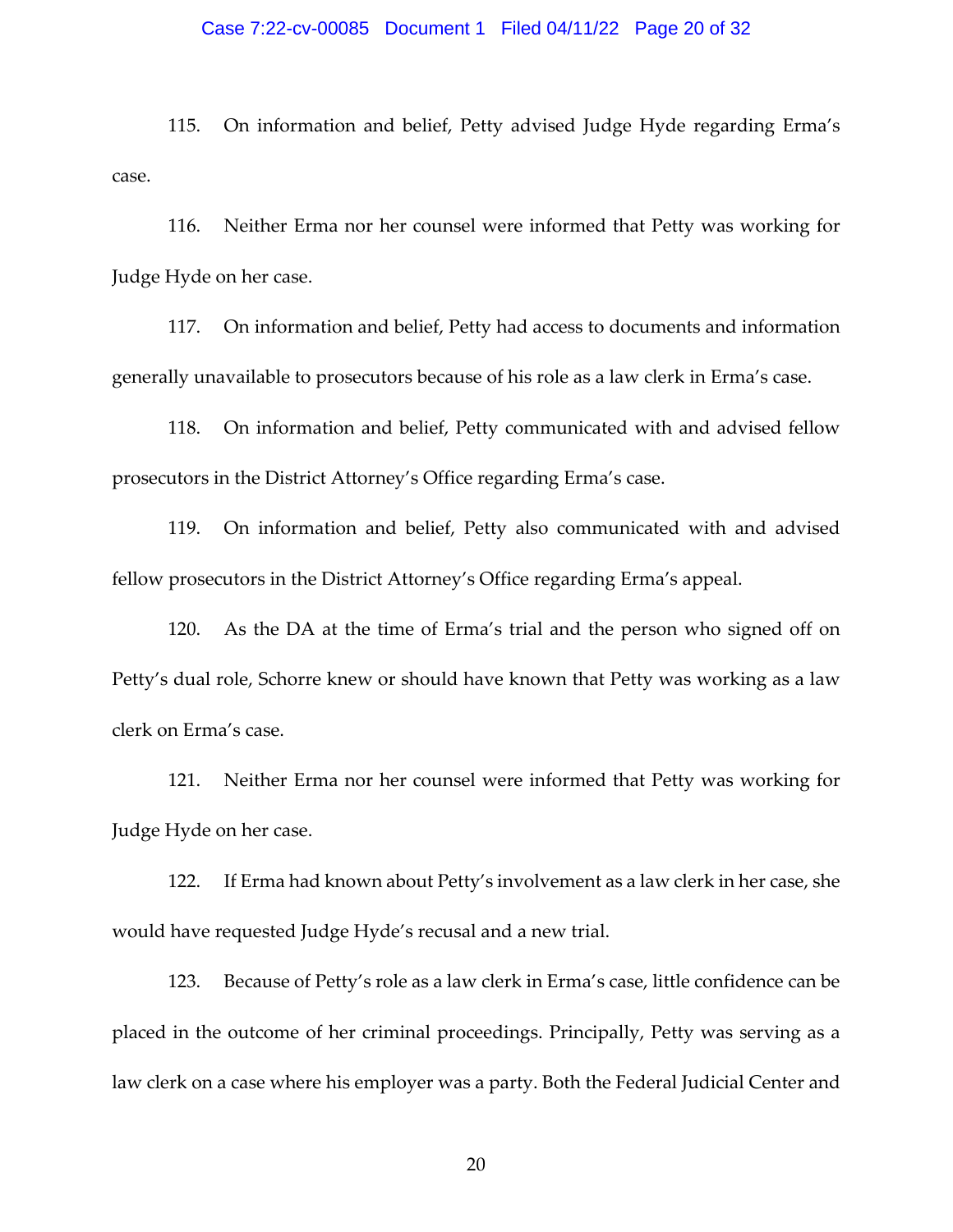115. On information and belief, Petty advised Judge Hyde regarding Erma's case.

116. Neither Erma nor her counsel were informed that Petty was working for Judge Hyde on her case.

117. On information and belief, Petty had access to documents and information generally unavailable to prosecutors because of his role as a law clerk in Erma's case.

118. On information and belief, Petty communicated with and advised fellow prosecutors in the District Attorney's Office regarding Erma's case.

119. On information and belief, Petty also communicated with and advised fellow prosecutors in the District Attorney's Office regarding Erma's appeal.

120. As the DA at the time of Erma's trial and the person who signed off on Petty's dual role, Schorre knew or should have known that Petty was working as a law clerk on Erma's case.

121. Neither Erma nor her counsel were informed that Petty was working for Judge Hyde on her case.

122. If Erma had known about Petty's involvement as a law clerk in her case, she would have requested Judge Hyde's recusal and a new trial.

123. Because of Petty's role as a law clerk in Erma's case, little confidence can be placed in the outcome of her criminal proceedings. Principally, Petty was serving as a law clerk on a case where his employer was a party. Both the Federal Judicial Center and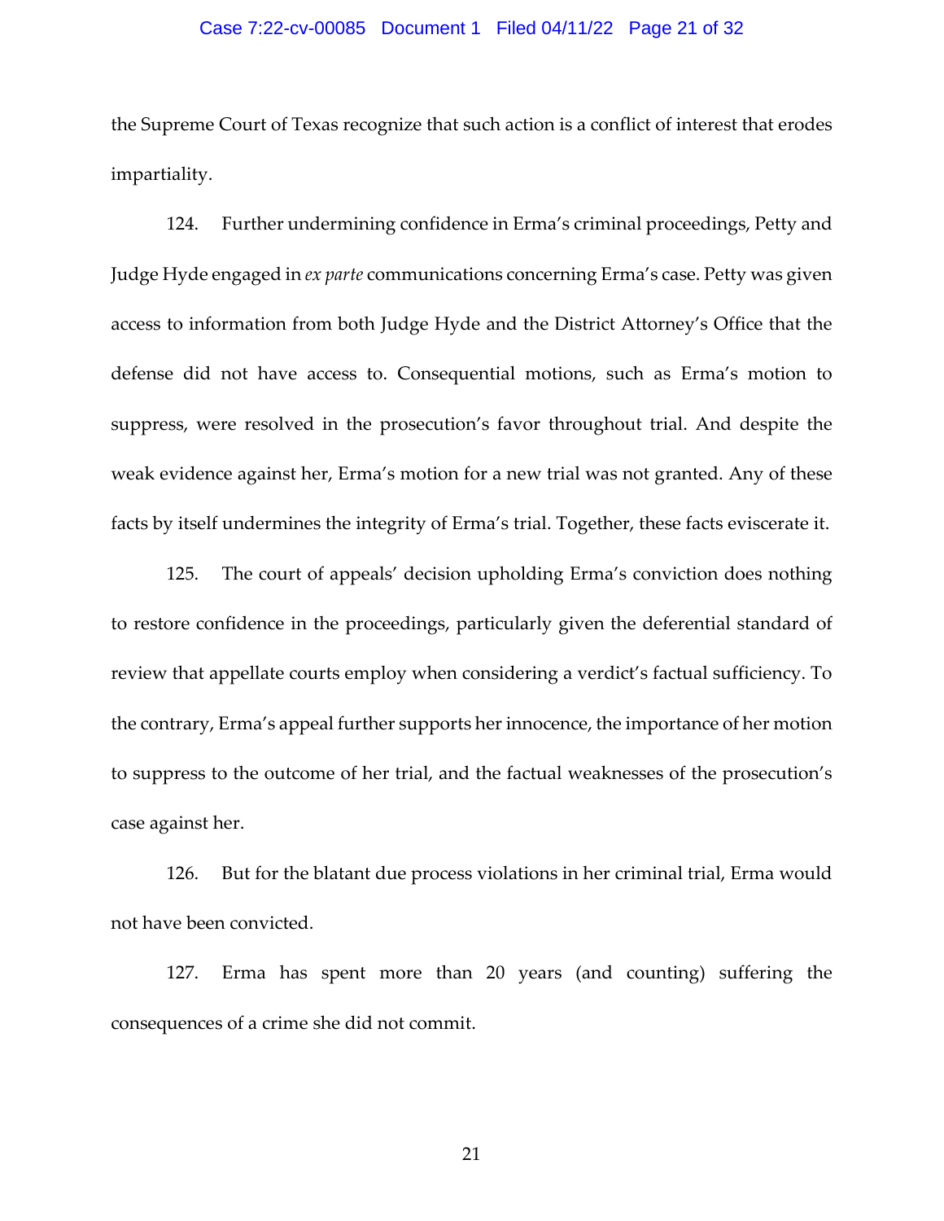the Supreme Court of Texas recognize that such action is a conflict of interest that erodes impartiality.

124. Further undermining confidence in Erma's criminal proceedings, Petty and Judge Hyde engaged in *ex parte* communications concerning Erma's case. Petty was given access to information from both Judge Hyde and the District Attorney's Office that the defense did not have access to. Consequential motions, such as Erma's motion to suppress, were resolved in the prosecution's favor throughout trial. And despite the weak evidence against her, Erma's motion for a new trial was not granted. Any of these facts by itself undermines the integrity of Erma's trial. Together, these facts eviscerate it.

125. The court of appeals' decision upholding Erma's conviction does nothing to restore confidence in the proceedings, particularly given the deferential standard of review that appellate courts employ when considering a verdict's factual sufficiency. To the contrary, Erma's appeal further supports her innocence, the importance of her motion to suppress to the outcome of her trial, and the factual weaknesses of the prosecution's case against her.

126. But for the blatant due process violations in her criminal trial, Erma would not have been convicted.

127. Erma has spent more than 20 years (and counting) suffering the consequences of a crime she did not commit.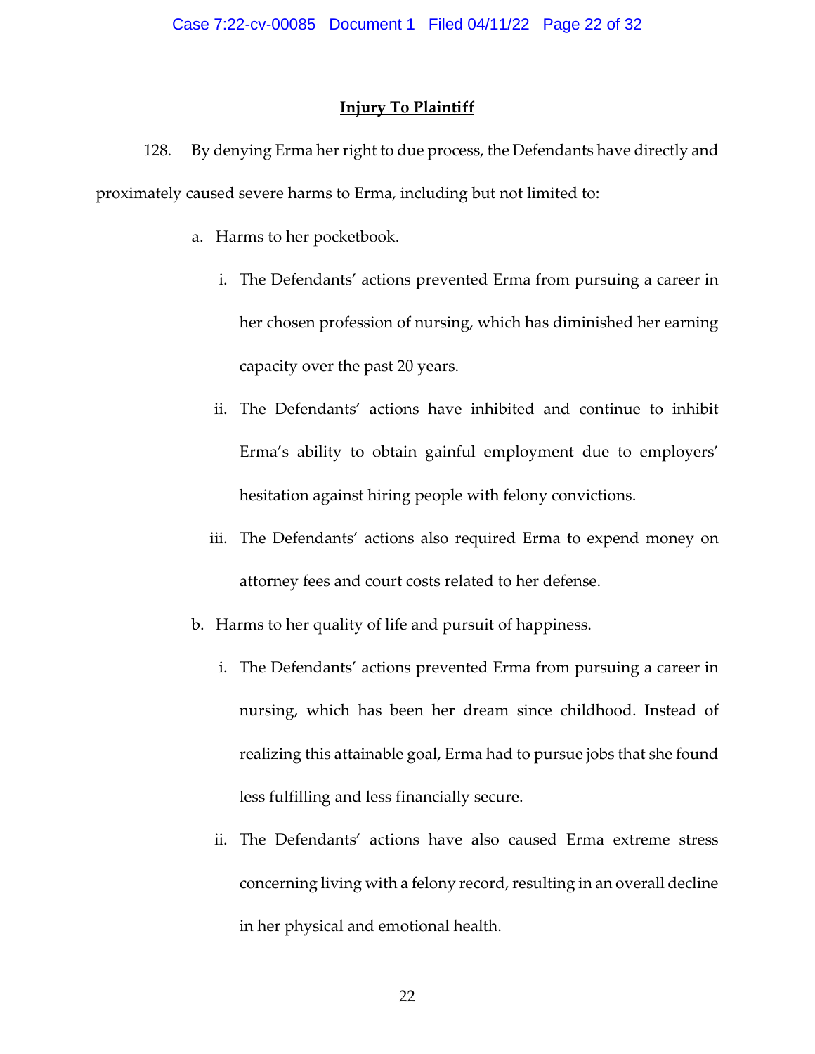## Injury To Plaintiff

128. By denying Erma her right to due process, the Defendants have directly and proximately caused severe harms to Erma, including but not limited to:

a. Harms to her pocketbook.

   i. The Defendants' actions prevented Erma from pursuing a career in her chosen profession of nursing, which has diminished her earning capacity over the past 20 years.

   ii. The Defendants' actions have inhibited and continue to inhibit Erma's ability to obtain gainful employment due to employers' hesitation against hiring people with felony convictions.

   iii. The Defendants' actions also required Erma to expend money on attorney fees and court costs related to her defense.

b. Harms to her quality of life and pursuit of happiness.

   i. The Defendants' actions prevented Erma from pursuing a career in nursing, which has been her dream since childhood. Instead of realizing this attainable goal, Erma had to pursue jobs that she found less fulfilling and less financially secure.

   ii. The Defendants' actions have also caused Erma extreme stress concerning living with a felony record, resulting in an overall decline in her physical and emotional health.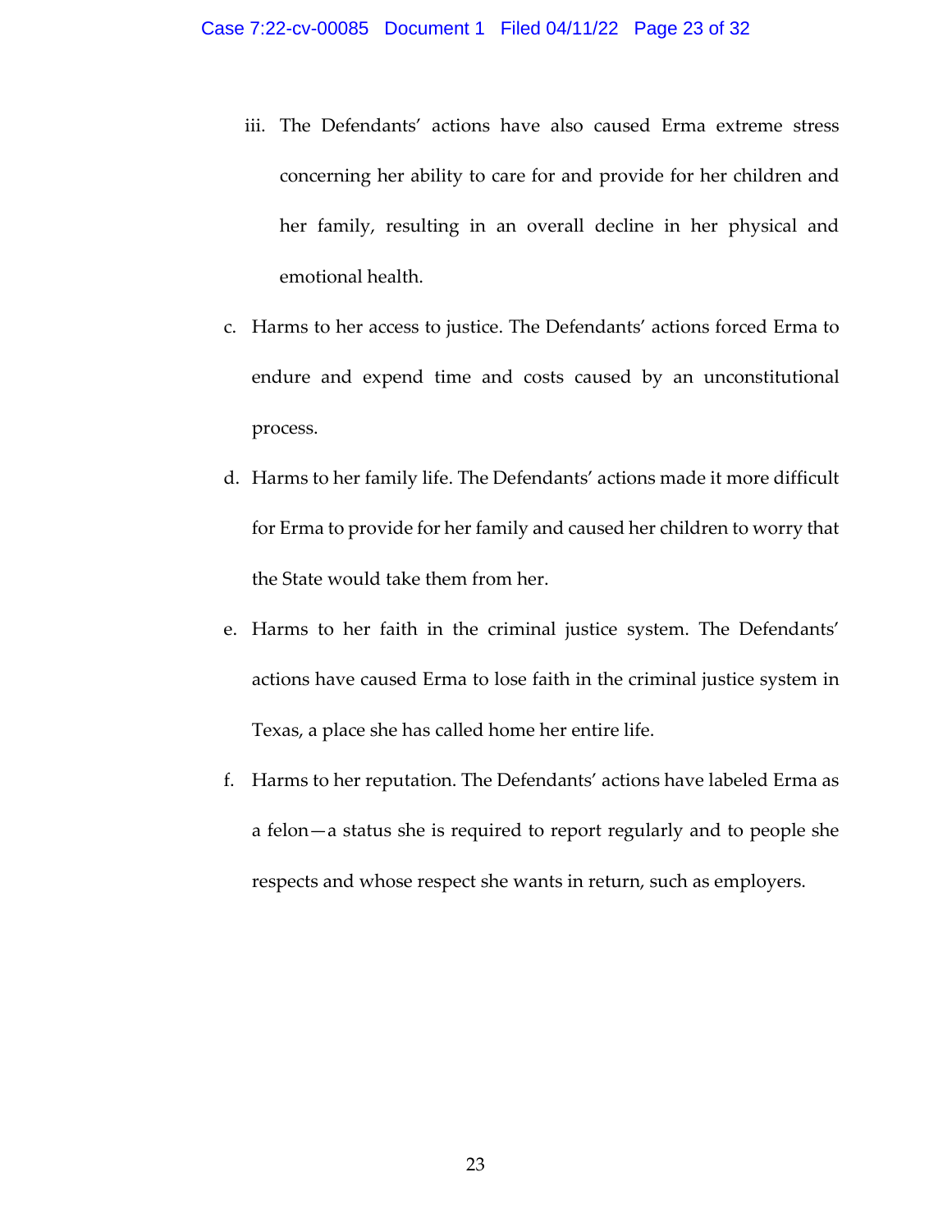iii. The Defendants' actions have also caused Erma extreme stress concerning her ability to care for and provide for her children and her family, resulting in an overall decline in her physical and emotional health.

c. Harms to her access to justice. The Defendants' actions forced Erma to endure and expend time and costs caused by an unconstitutional process.

d. Harms to her family life. The Defendants' actions made it more difficult for Erma to provide for her family and caused her children to worry that the State would take them from her.

e. Harms to her faith in the criminal justice system. The Defendants' actions have caused Erma to lose faith in the criminal justice system in Texas, a place she has called home her entire life.

f. Harms to her reputation. The Defendants' actions have labeled Erma as a felon—a status she is required to report regularly and to people she respects and whose respect she wants in return, such as employers.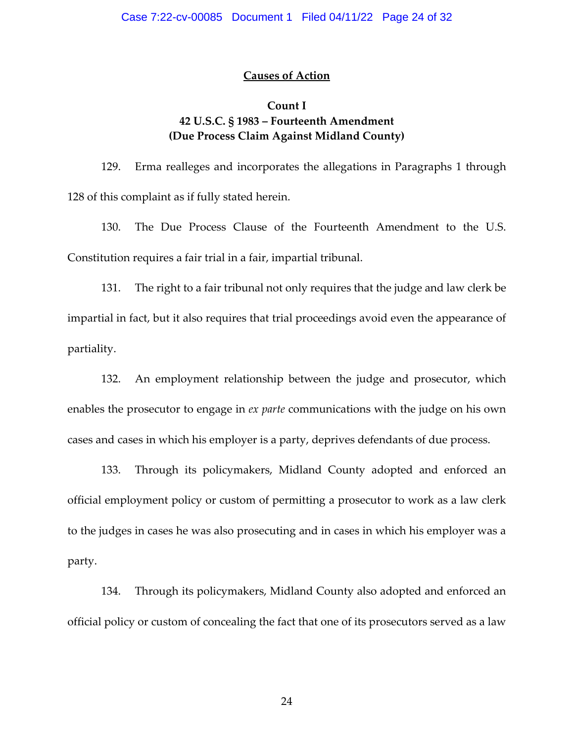## Causes of Action

### Count I
### 42 U.S.C. § 1983 – Fourteenth Amendment
### (Due Process Claim Against Midland County)

129. Erma realleges and incorporates the allegations in Paragraphs 1 through 128 of this complaint as if fully stated herein.

130. The Due Process Clause of the Fourteenth Amendment to the U.S. Constitution requires a fair trial in a fair, impartial tribunal.

131. The right to a fair tribunal not only requires that the judge and law clerk be impartial in fact, but it also requires that trial proceedings avoid even the appearance of partiality.

132. An employment relationship between the judge and prosecutor, which enables the prosecutor to engage in *ex parte* communications with the judge on his own cases and cases in which his employer is a party, deprives defendants of due process.

133. Through its policymakers, Midland County adopted and enforced an official employment policy or custom of permitting a prosecutor to work as a law clerk to the judges in cases he was also prosecuting and in cases in which his employer was a party.

134. Through its policymakers, Midland County also adopted and enforced an official policy or custom of concealing the fact that one of its prosecutors served as a law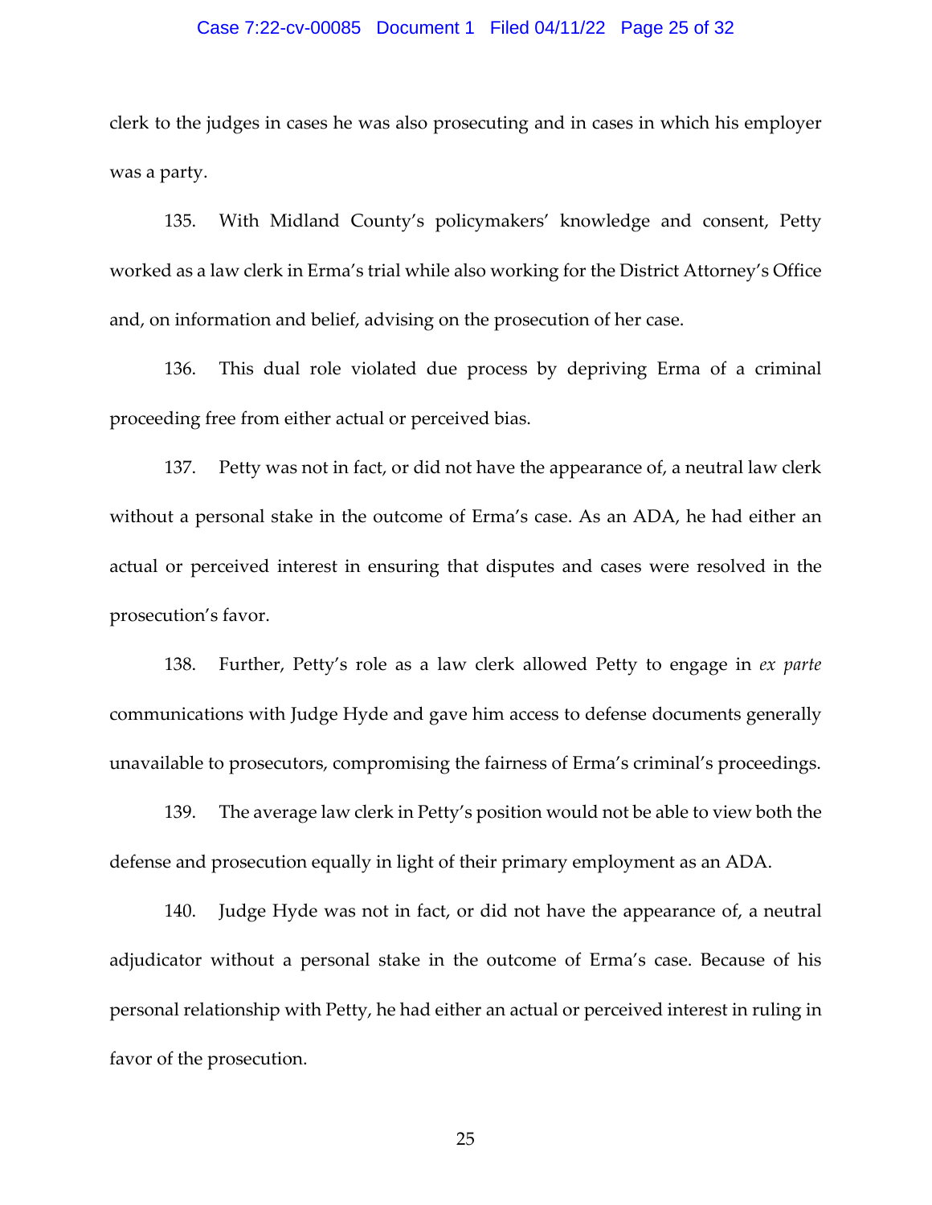clerk to the judges in cases he was also prosecuting and in cases in which his employer was a party.

135. With Midland County's policymakers' knowledge and consent, Petty worked as a law clerk in Erma's trial while also working for the District Attorney's Office and, on information and belief, advising on the prosecution of her case.

136. This dual role violated due process by depriving Erma of a criminal proceeding free from either actual or perceived bias.

137. Petty was not in fact, or did not have the appearance of, a neutral law clerk without a personal stake in the outcome of Erma's case. As an ADA, he had either an actual or perceived interest in ensuring that disputes and cases were resolved in the prosecution's favor.

138. Further, Petty's role as a law clerk allowed Petty to engage in *ex parte* communications with Judge Hyde and gave him access to defense documents generally unavailable to prosecutors, compromising the fairness of Erma's criminal's proceedings.

139. The average law clerk in Petty's position would not be able to view both the defense and prosecution equally in light of their primary employment as an ADA.

140. Judge Hyde was not in fact, or did not have the appearance of, a neutral adjudicator without a personal stake in the outcome of Erma's case. Because of his personal relationship with Petty, he had either an actual or perceived interest in ruling in favor of the prosecution.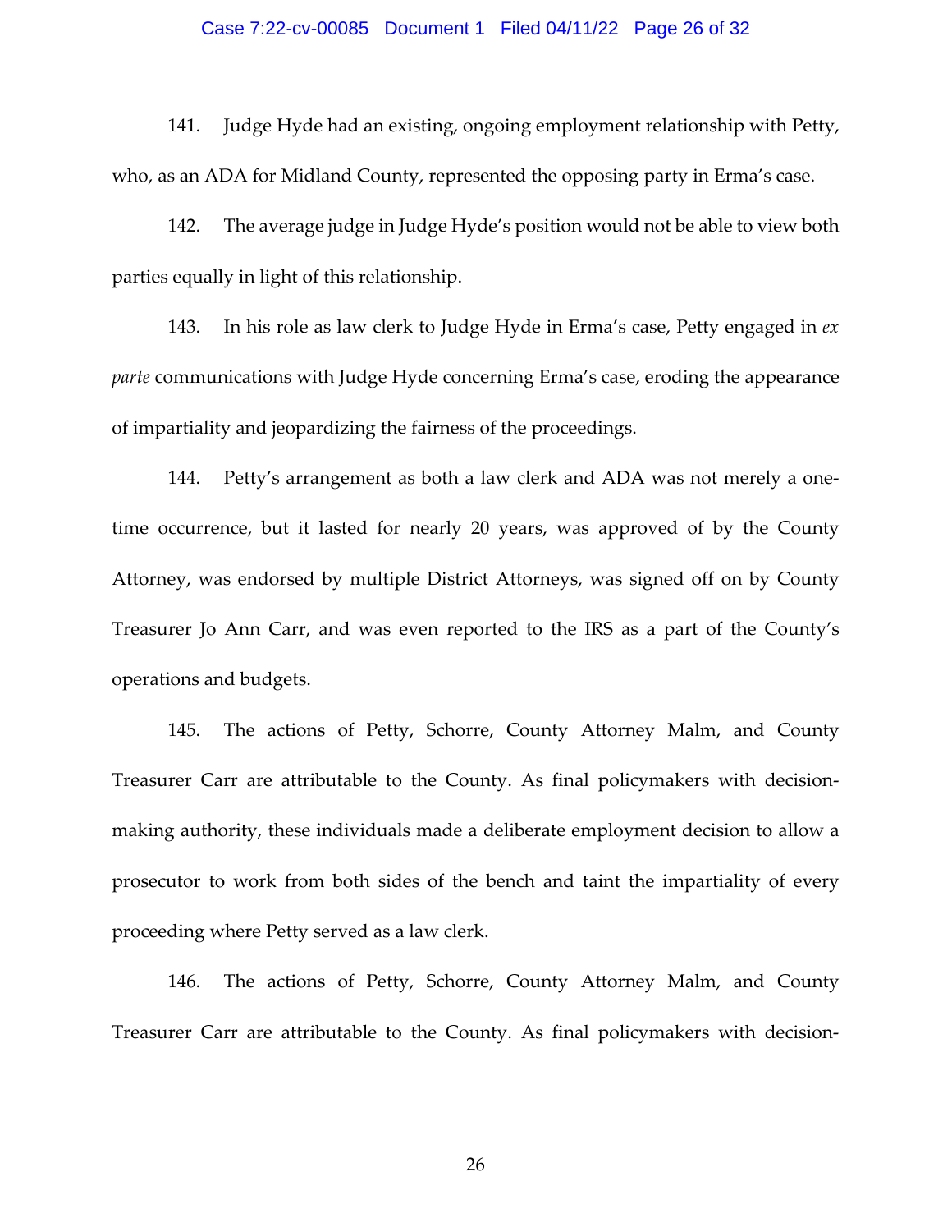141. Judge Hyde had an existing, ongoing employment relationship with Petty, who, as an ADA for Midland County, represented the opposing party in Erma's case.

142. The average judge in Judge Hyde's position would not be able to view both parties equally in light of this relationship.

143. In his role as law clerk to Judge Hyde in Erma's case, Petty engaged in *ex parte* communications with Judge Hyde concerning Erma's case, eroding the appearance of impartiality and jeopardizing the fairness of the proceedings.

144. Petty's arrangement as both a law clerk and ADA was not merely a one-time occurrence, but it lasted for nearly 20 years, was approved of by the County Attorney, was endorsed by multiple District Attorneys, was signed off on by County Treasurer Jo Ann Carr, and was even reported to the IRS as a part of the County's operations and budgets.

145. The actions of Petty, Schorre, County Attorney Malm, and County Treasurer Carr are attributable to the County. As final policymakers with decision-making authority, these individuals made a deliberate employment decision to allow a prosecutor to work from both sides of the bench and taint the impartiality of every proceeding where Petty served as a law clerk.

146. The actions of Petty, Schorre, County Attorney Malm, and County Treasurer Carr are attributable to the County. As final policymakers with decision-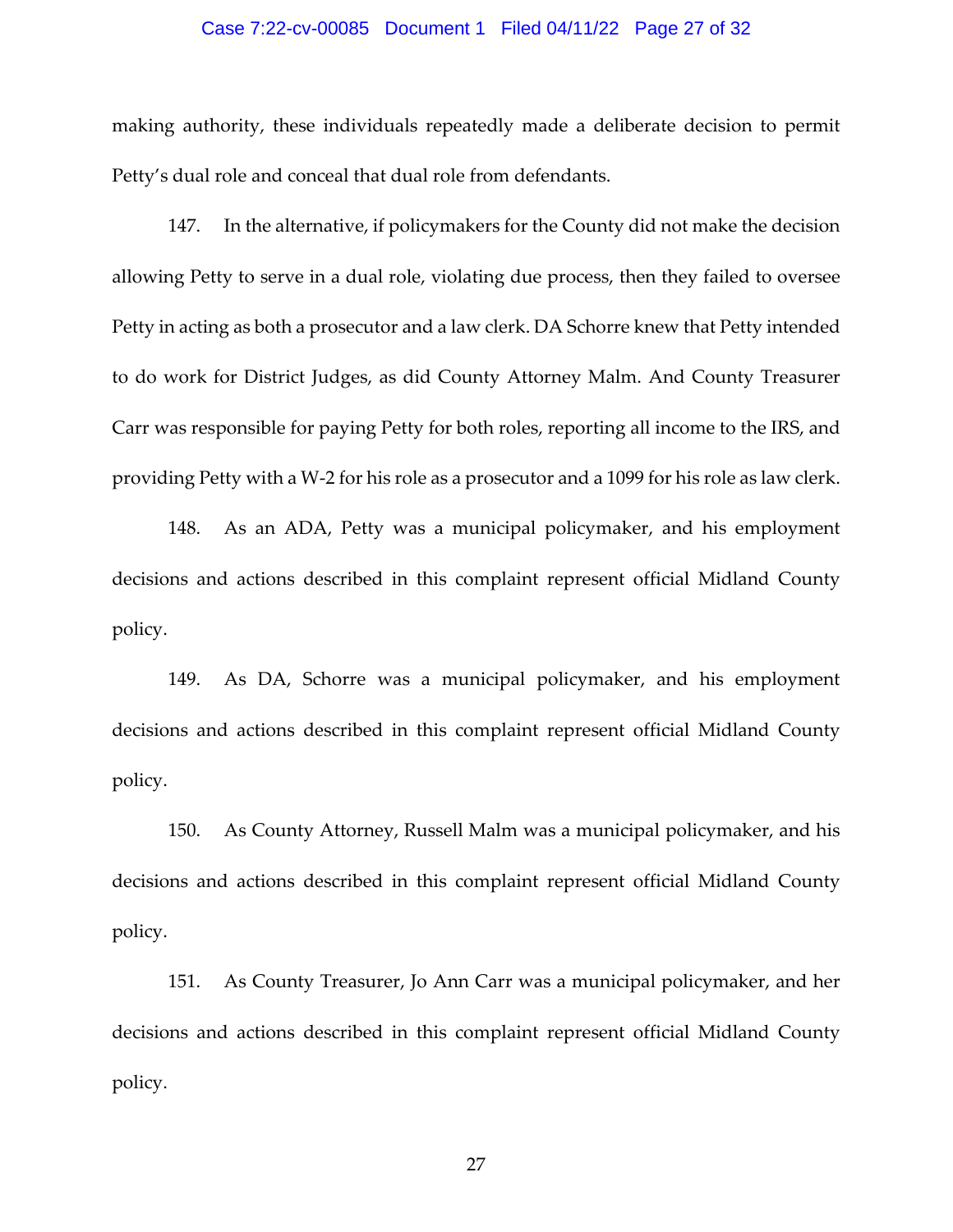making authority, these individuals repeatedly made a deliberate decision to permit Petty's dual role and conceal that dual role from defendants.

147. In the alternative, if policymakers for the County did not make the decision allowing Petty to serve in a dual role, violating due process, then they failed to oversee Petty in acting as both a prosecutor and a law clerk. DA Schorre knew that Petty intended to do work for District Judges, as did County Attorney Malm. And County Treasurer Carr was responsible for paying Petty for both roles, reporting all income to the IRS, and providing Petty with a W-2 for his role as a prosecutor and a 1099 for his role as law clerk.

148. As an ADA, Petty was a municipal policymaker, and his employment decisions and actions described in this complaint represent official Midland County policy.

149. As DA, Schorre was a municipal policymaker, and his employment decisions and actions described in this complaint represent official Midland County policy.

150. As County Attorney, Russell Malm was a municipal policymaker, and his decisions and actions described in this complaint represent official Midland County policy.

151. As County Treasurer, Jo Ann Carr was a municipal policymaker, and her decisions and actions described in this complaint represent official Midland County policy.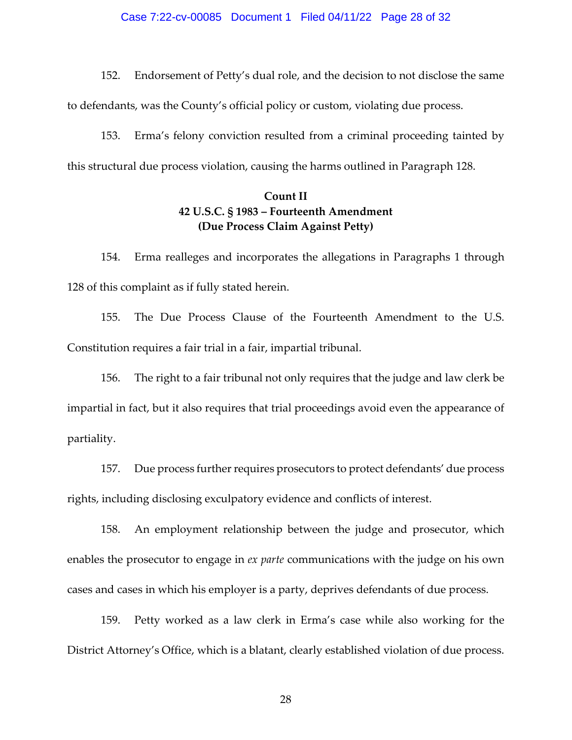152. Endorsement of Petty's dual role, and the decision to not disclose the same to defendants, was the County's official policy or custom, violating due process.

153. Erma's felony conviction resulted from a criminal proceeding tainted by this structural due process violation, causing the harms outlined in Paragraph 128.

**Count II**
**42 U.S.C. § 1983 – Fourteenth Amendment**
**(Due Process Claim Against Petty)**

154. Erma realleges and incorporates the allegations in Paragraphs 1 through 128 of this complaint as if fully stated herein.

155. The Due Process Clause of the Fourteenth Amendment to the U.S. Constitution requires a fair trial in a fair, impartial tribunal.

156. The right to a fair tribunal not only requires that the judge and law clerk be impartial in fact, but it also requires that trial proceedings avoid even the appearance of partiality.

157. Due process further requires prosecutors to protect defendants' due process rights, including disclosing exculpatory evidence and conflicts of interest.

158. An employment relationship between the judge and prosecutor, which enables the prosecutor to engage in *ex parte* communications with the judge on his own cases and cases in which his employer is a party, deprives defendants of due process.

159. Petty worked as a law clerk in Erma's case while also working for the District Attorney's Office, which is a blatant, clearly established violation of due process.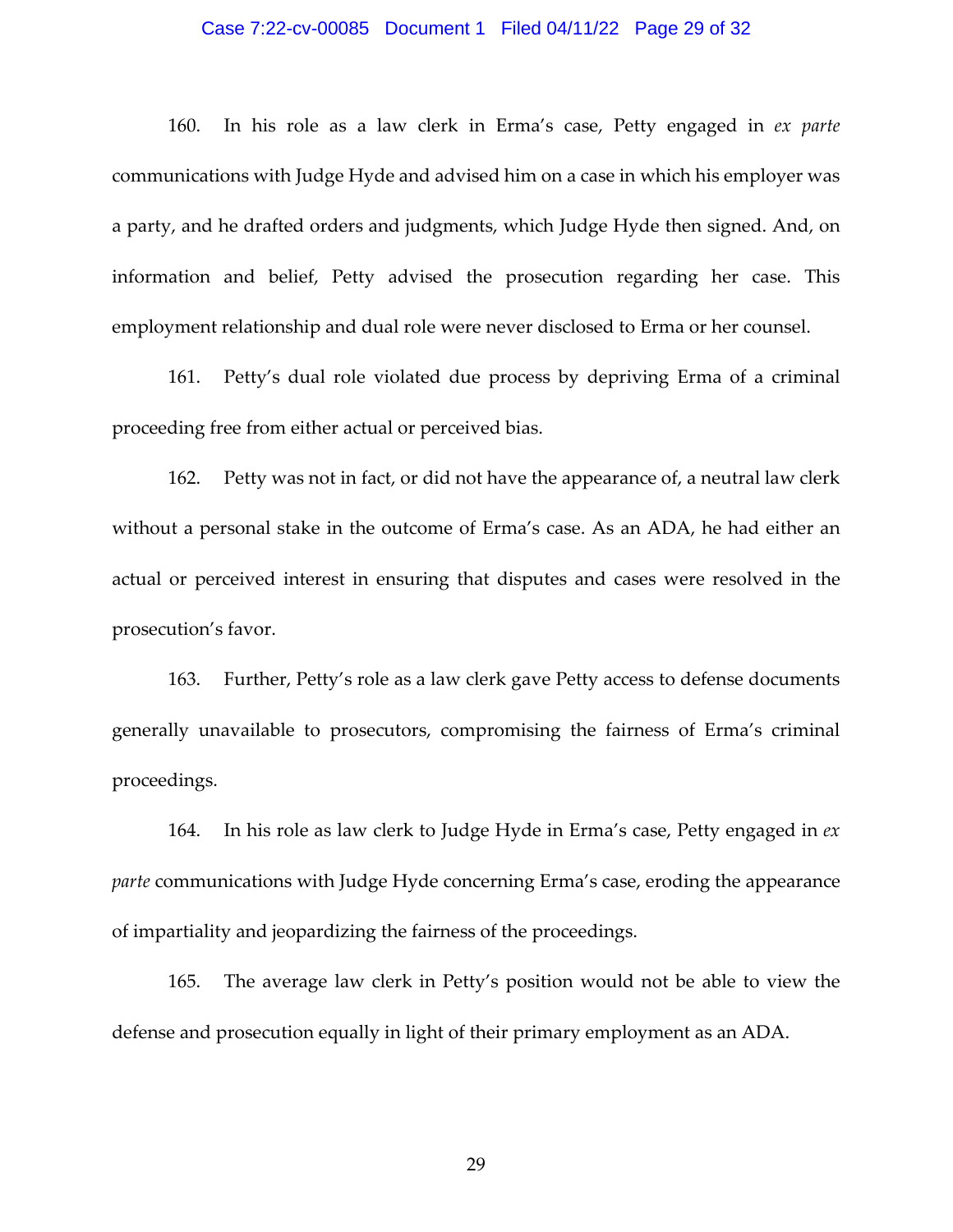160. In his role as a law clerk in Erma's case, Petty engaged in *ex parte* communications with Judge Hyde and advised him on a case in which his employer was a party, and he drafted orders and judgments, which Judge Hyde then signed. And, on information and belief, Petty advised the prosecution regarding her case. This employment relationship and dual role were never disclosed to Erma or her counsel.

161. Petty's dual role violated due process by depriving Erma of a criminal proceeding free from either actual or perceived bias.

162. Petty was not in fact, or did not have the appearance of, a neutral law clerk without a personal stake in the outcome of Erma's case. As an ADA, he had either an actual or perceived interest in ensuring that disputes and cases were resolved in the prosecution's favor.

163. Further, Petty's role as a law clerk gave Petty access to defense documents generally unavailable to prosecutors, compromising the fairness of Erma's criminal proceedings.

164. In his role as law clerk to Judge Hyde in Erma's case, Petty engaged in *ex parte* communications with Judge Hyde concerning Erma's case, eroding the appearance of impartiality and jeopardizing the fairness of the proceedings.

165. The average law clerk in Petty's position would not be able to view the defense and prosecution equally in light of their primary employment as an ADA.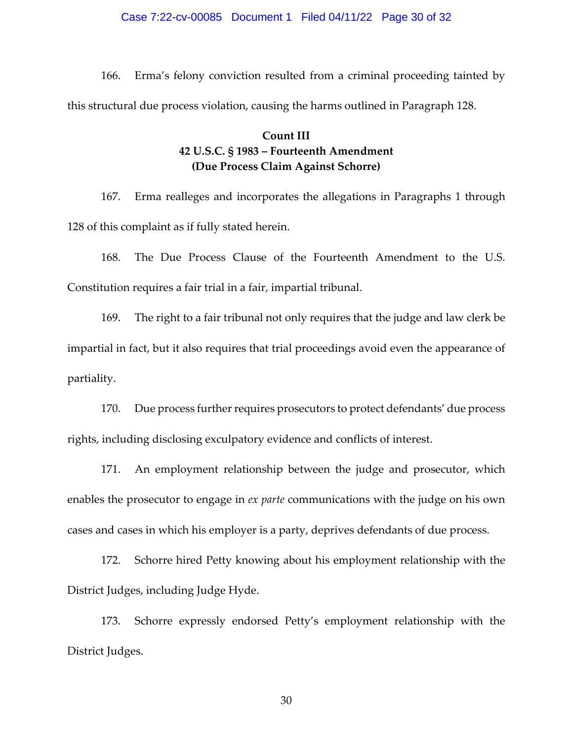166. Erma's felony conviction resulted from a criminal proceeding tainted by this structural due process violation, causing the harms outlined in Paragraph 128.

**Count III**
**42 U.S.C. § 1983 – Fourteenth Amendment**
**(Due Process Claim Against Schorre)**

167. Erma realleges and incorporates the allegations in Paragraphs 1 through 128 of this complaint as if fully stated herein.

168. The Due Process Clause of the Fourteenth Amendment to the U.S. Constitution requires a fair trial in a fair, impartial tribunal.

169. The right to a fair tribunal not only requires that the judge and law clerk be impartial in fact, but it also requires that trial proceedings avoid even the appearance of partiality.

170. Due process further requires prosecutors to protect defendants' due process rights, including disclosing exculpatory evidence and conflicts of interest.

171. An employment relationship between the judge and prosecutor, which enables the prosecutor to engage in *ex parte* communications with the judge on his own cases and cases in which his employer is a party, deprives defendants of due process.

172. Schorre hired Petty knowing about his employment relationship with the District Judges, including Judge Hyde.

173. Schorre expressly endorsed Petty's employment relationship with the District Judges.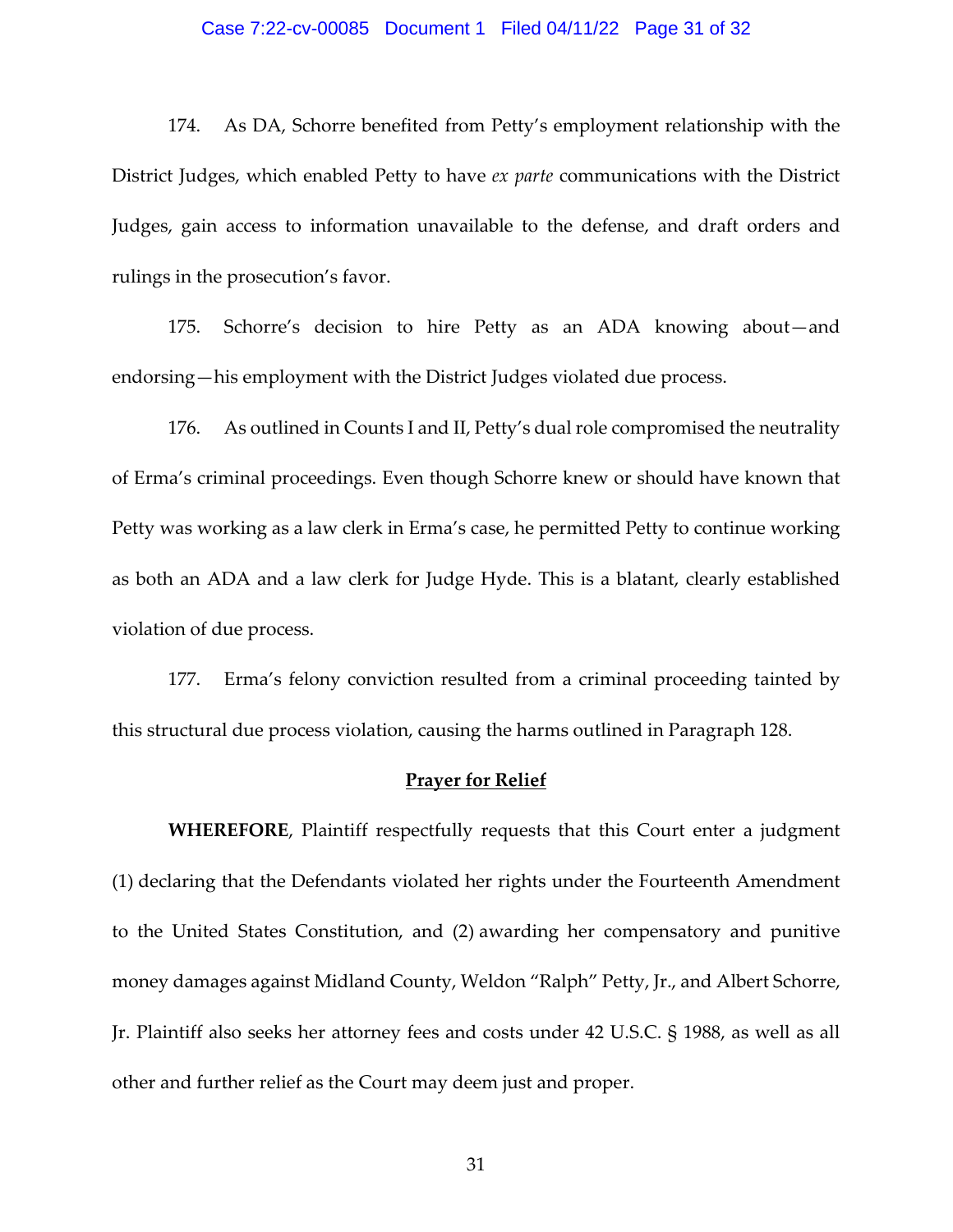174. As DA, Schorre benefited from Petty's employment relationship with the District Judges, which enabled Petty to have *ex parte* communications with the District Judges, gain access to information unavailable to the defense, and draft orders and rulings in the prosecution's favor.

175. Schorre's decision to hire Petty as an ADA knowing about—and endorsing—his employment with the District Judges violated due process.

176. As outlined in Counts I and II, Petty's dual role compromised the neutrality of Erma's criminal proceedings. Even though Schorre knew or should have known that Petty was working as a law clerk in Erma's case, he permitted Petty to continue working as both an ADA and a law clerk for Judge Hyde. This is a blatant, clearly established violation of due process.

177. Erma's felony conviction resulted from a criminal proceeding tainted by this structural due process violation, causing the harms outlined in Paragraph 128.

## Prayer for Relief

**WHEREFORE**, Plaintiff respectfully requests that this Court enter a judgment (1) declaring that the Defendants violated her rights under the Fourteenth Amendment to the United States Constitution, and (2) awarding her compensatory and punitive money damages against Midland County, Weldon "Ralph" Petty, Jr., and Albert Schorre, Jr. Plaintiff also seeks her attorney fees and costs under 42 U.S.C. § 1988, as well as all other and further relief as the Court may deem just and proper.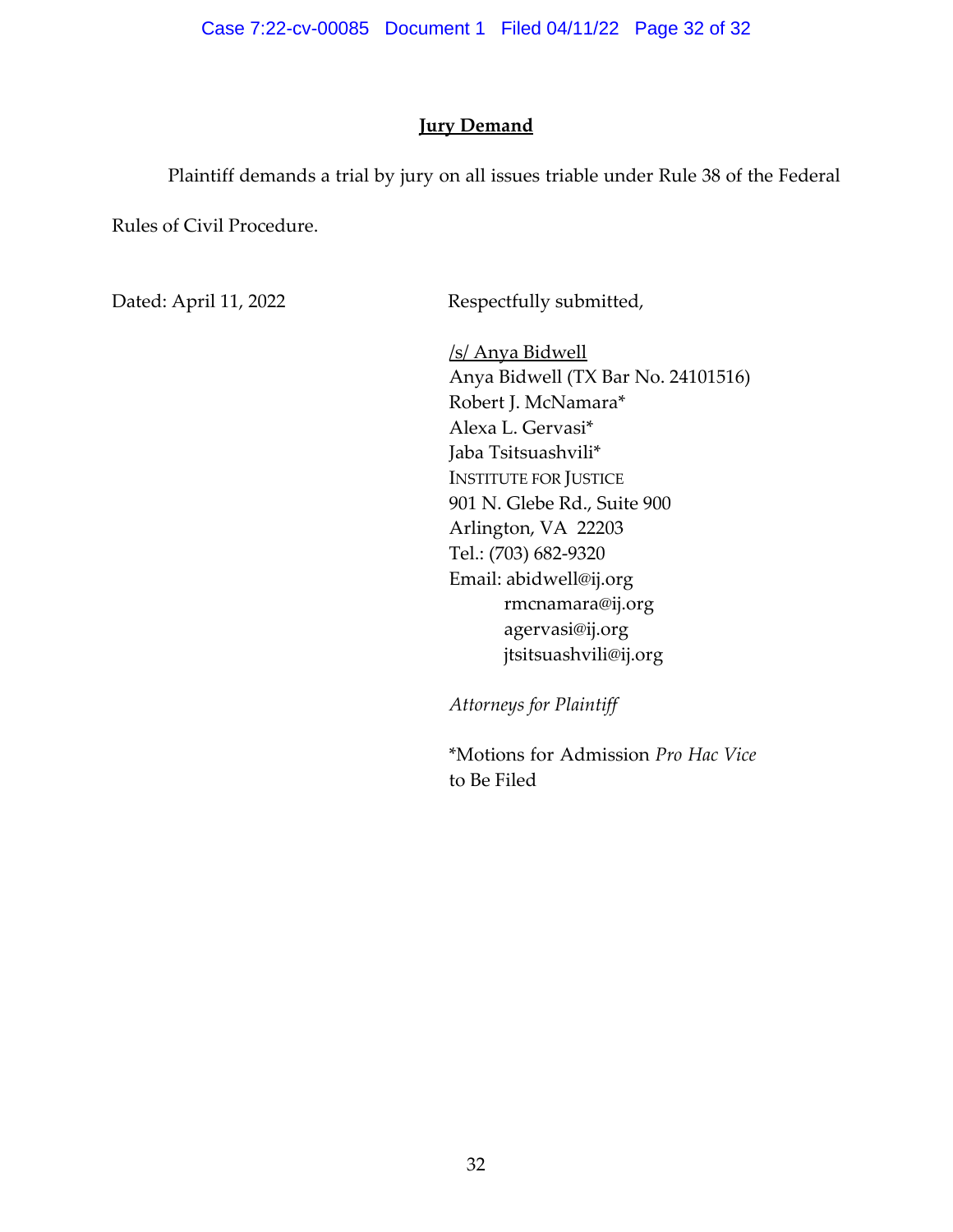## Jury Demand

Plaintiff demands a trial by jury on all issues triable under Rule 38 of the Federal Rules of Civil Procedure.

Dated: April 11, 2022

Respectfully submitted,

/s/ Anya Bidwell
Anya Bidwell (TX Bar No. 24101516)
Robert J. McNamara*
Alexa L. Gervasi*
Jaba Tsitsuashvili*
INSTITUTE FOR JUSTICE
901 N. Glebe Rd., Suite 900
Arlington, VA 22203
Tel.: (703) 682-9320
Email: abidwell@ij.org
rmcnamara@ij.org
agervasi@ij.org
jtsitsuashvili@ij.org

*Attorneys for Plaintiff*

*Motions for Admission *Pro Hac Vice* to Be Filed